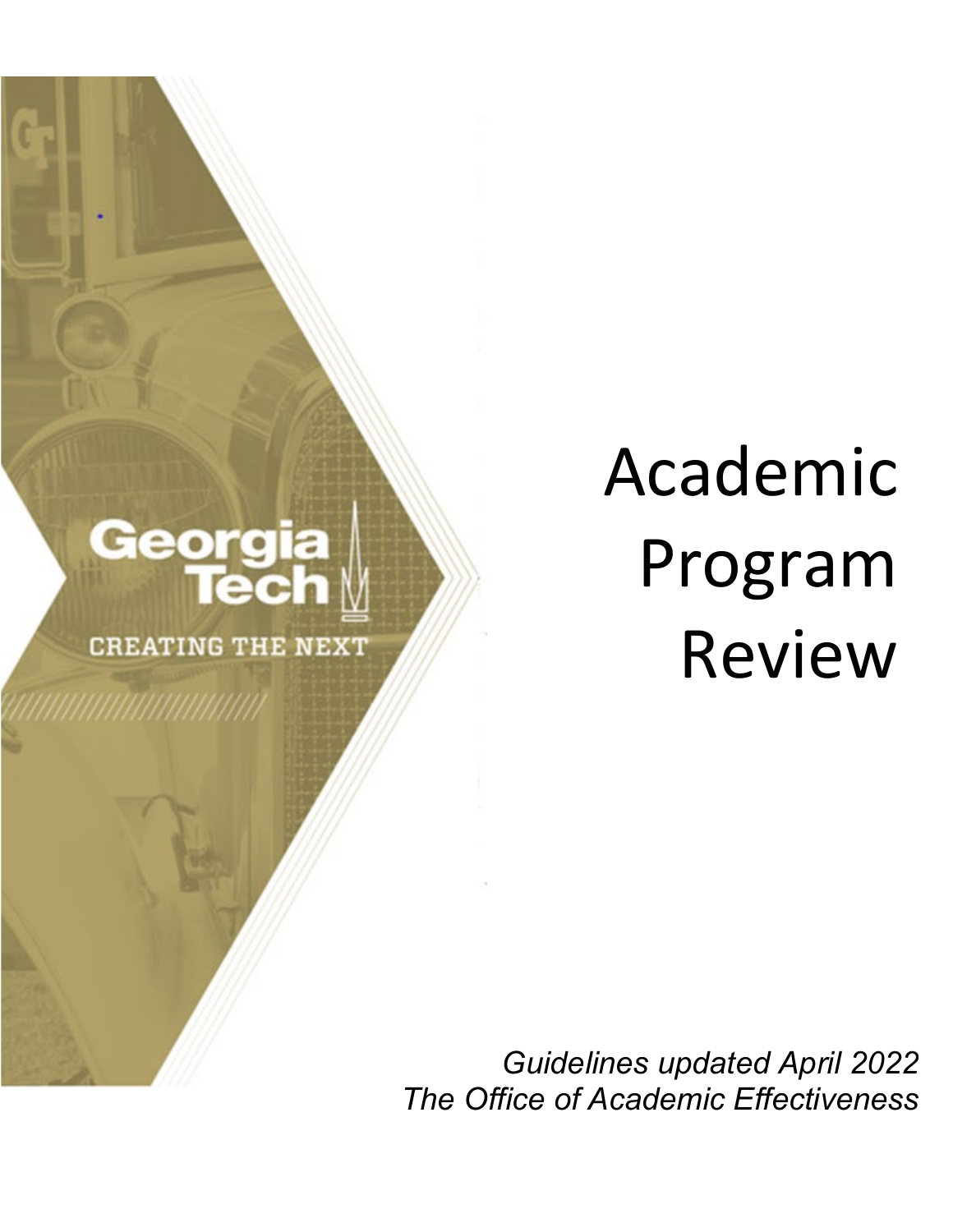# Academic Program Review

*Guidelines updated April 2022*
*The Office of Academic Effectiveness*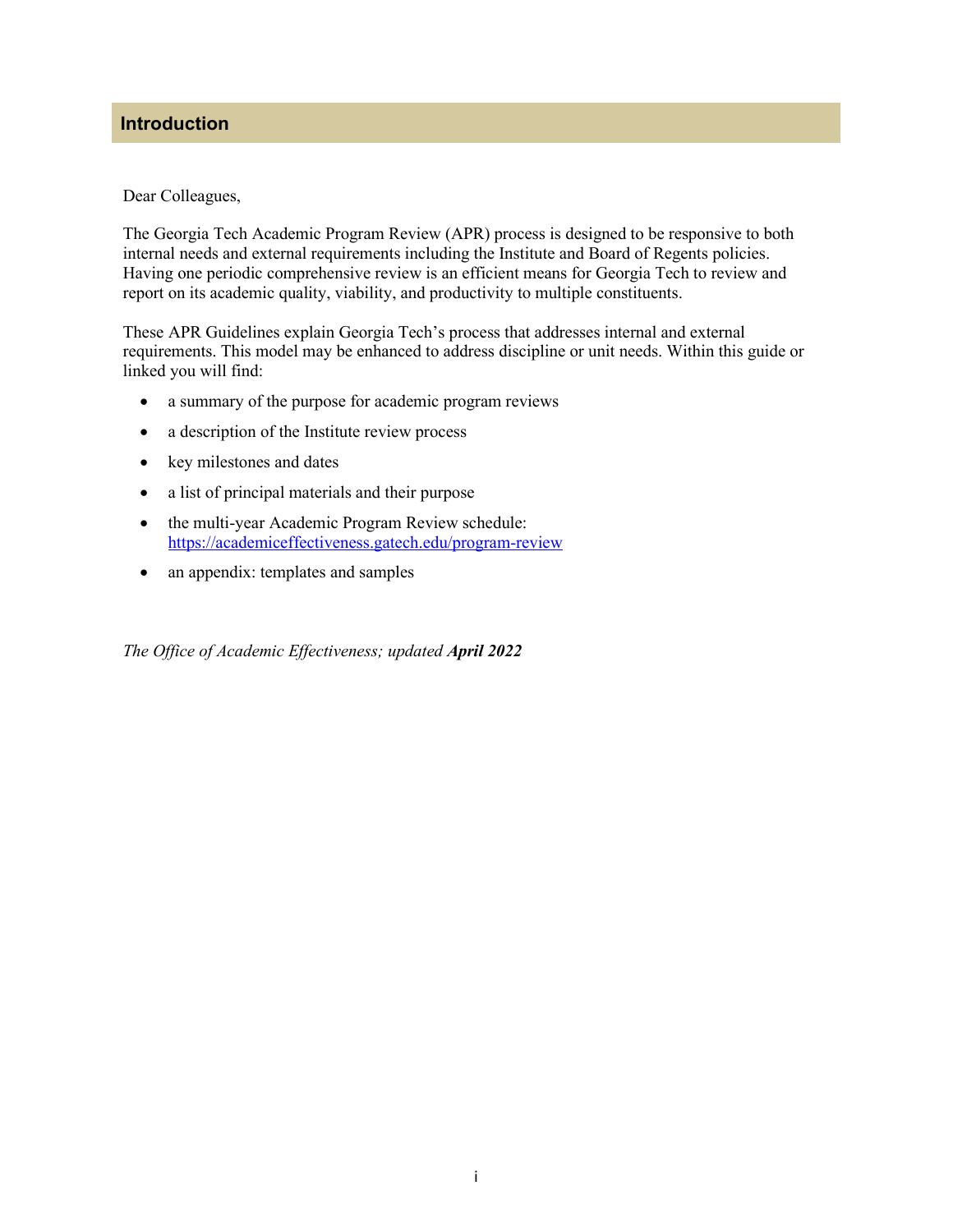## Introduction

Dear Colleagues,

The Georgia Tech Academic Program Review (APR) process is designed to be responsive to both internal needs and external requirements including the Institute and Board of Regents policies. Having one periodic comprehensive review is an efficient means for Georgia Tech to review and report on its academic quality, viability, and productivity to multiple constituents.

These APR Guidelines explain Georgia Tech's process that addresses internal and external requirements. This model may be enhanced to address discipline or unit needs. Within this guide or linked you will find:

- a summary of the purpose for academic program reviews
- a description of the Institute review process
- key milestones and dates
- a list of principal materials and their purpose
- the multi-year Academic Program Review schedule: [https://academiceffectiveness.gatech.edu/program-review](https://academiceffectiveness.gatech.edu/program-review)
- an appendix: templates and samples

*The Office of Academic Effectiveness; updated **April 2022***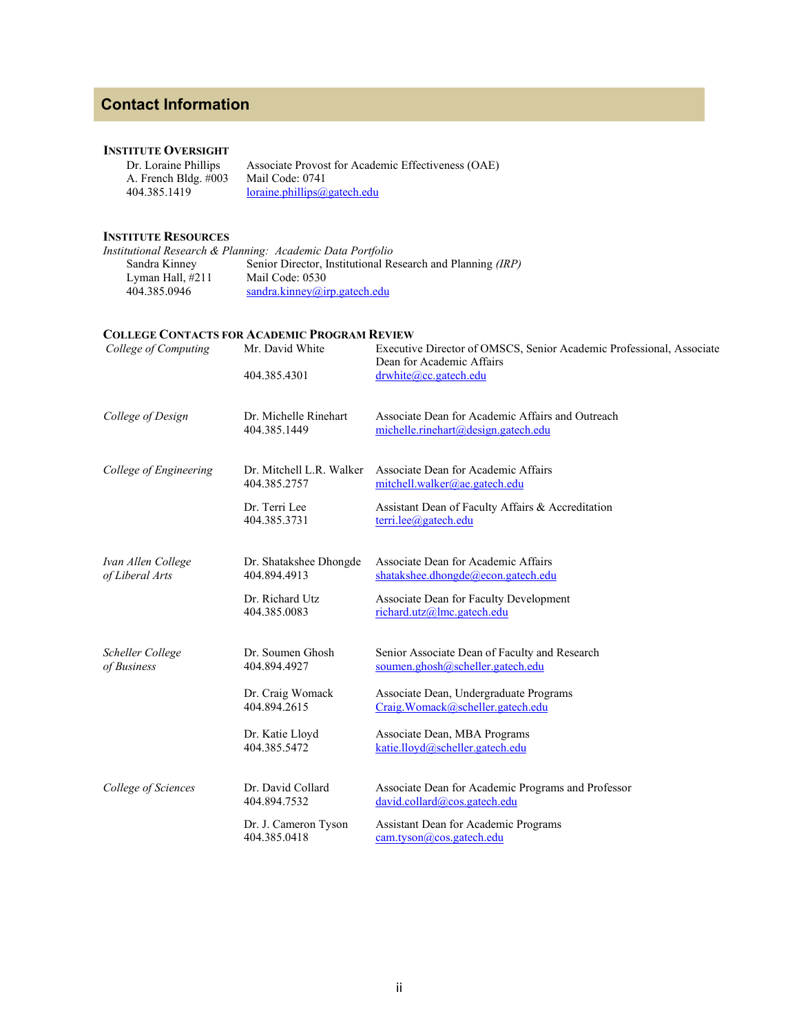# Contact Information

### Institute Oversight

Dr. Loraine Phillips — Associate Provost for Academic Effectiveness (OAE)
A. French Bldg. #003 — Mail Code: 0741
404.385.1419 — loraine.phillips@gatech.edu

### Institute Resources

*Institutional Research & Planning: Academic Data Portfolio*

Sandra Kinney — Senior Director, Institutional Research and Planning *(IRP)*
Lyman Hall, #211 — Mail Code: 0530
404.385.0946 — sandra.kinney@irp.gatech.edu

### College Contacts for Academic Program Review

| College | Contact | Title / Email |
|---|---|---|
| *College of Computing* | Mr. David White<br>404.385.4301 | Executive Director of OMSCS, Senior Academic Professional, Associate Dean for Academic Affairs<br>drwhite@cc.gatech.edu |
| *College of Design* | Dr. Michelle Rinehart<br>404.385.1449 | Associate Dean for Academic Affairs and Outreach<br>michelle.rinehart@design.gatech.edu |
| *College of Engineering* | Dr. Mitchell L.R. Walker<br>404.385.2757 | Associate Dean for Academic Affairs<br>mitchell.walker@ae.gatech.edu |
| | Dr. Terri Lee<br>404.385.3731 | Assistant Dean of Faculty Affairs & Accreditation<br>terri.lee@gatech.edu |
| *Ivan Allen College of Liberal Arts* | Dr. Shatakshee Dhongde<br>404.894.4913 | Associate Dean for Academic Affairs<br>shatakshee.dhongde@econ.gatech.edu |
| | Dr. Richard Utz<br>404.385.0083 | Associate Dean for Faculty Development<br>richard.utz@lmc.gatech.edu |
| *Scheller College of Business* | Dr. Soumen Ghosh<br>404.894.4927 | Senior Associate Dean of Faculty and Research<br>soumen.ghosh@scheller.gatech.edu |
| | Dr. Craig Womack<br>404.894.2615 | Associate Dean, Undergraduate Programs<br>Craig.Womack@scheller.gatech.edu |
| | Dr. Katie Lloyd<br>404.385.5472 | Associate Dean, MBA Programs<br>katie.lloyd@scheller.gatech.edu |
| *College of Sciences* | Dr. David Collard<br>404.894.7532 | Associate Dean for Academic Programs and Professor<br>david.collard@cos.gatech.edu |
| | Dr. J. Cameron Tyson<br>404.385.0418 | Assistant Dean for Academic Programs<br>cam.tyson@cos.gatech.edu |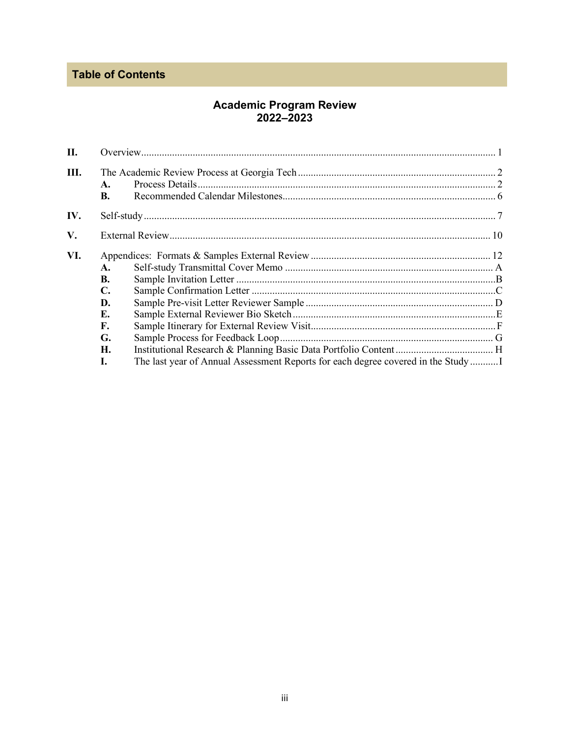## Table of Contents

### Academic Program Review
### 2022–2023

**II.** Overview........................................................................................................................ 1

**III.** The Academic Review Process at Georgia Tech ............................................................................ 2
- **A.** Process Details.................................................................................................. 2
- **B.** Recommended Calendar Milestones.................................................................................. 6

**IV.** Self-study ........................................................................................................................ 7

**V.** External Review............................................................................................................ 10

**VI.** Appendices: Formats & Samples External Review ..................................................................... 12
- **A.** Self-study Transmittal Cover Memo ................................................................................ A
- **B.** Sample Invitation Letter ....................................................................................................B
- **C.** Sample Confirmation Letter ..............................................................................................C
- **D.** Sample Pre-visit Letter Reviewer Sample ........................................................................ D
- **E.** Sample External Reviewer Bio Sketch ..............................................................................E
- **F.** Sample Itinerary for External Review Visit.......................................................................F
- **G.** Sample Process for Feedback Loop .................................................................................. G
- **H.** Institutional Research & Planning Basic Data Portfolio Content ...................................... H
- **I.** The last year of Annual Assessment Reports for each degree covered in the Study ...........I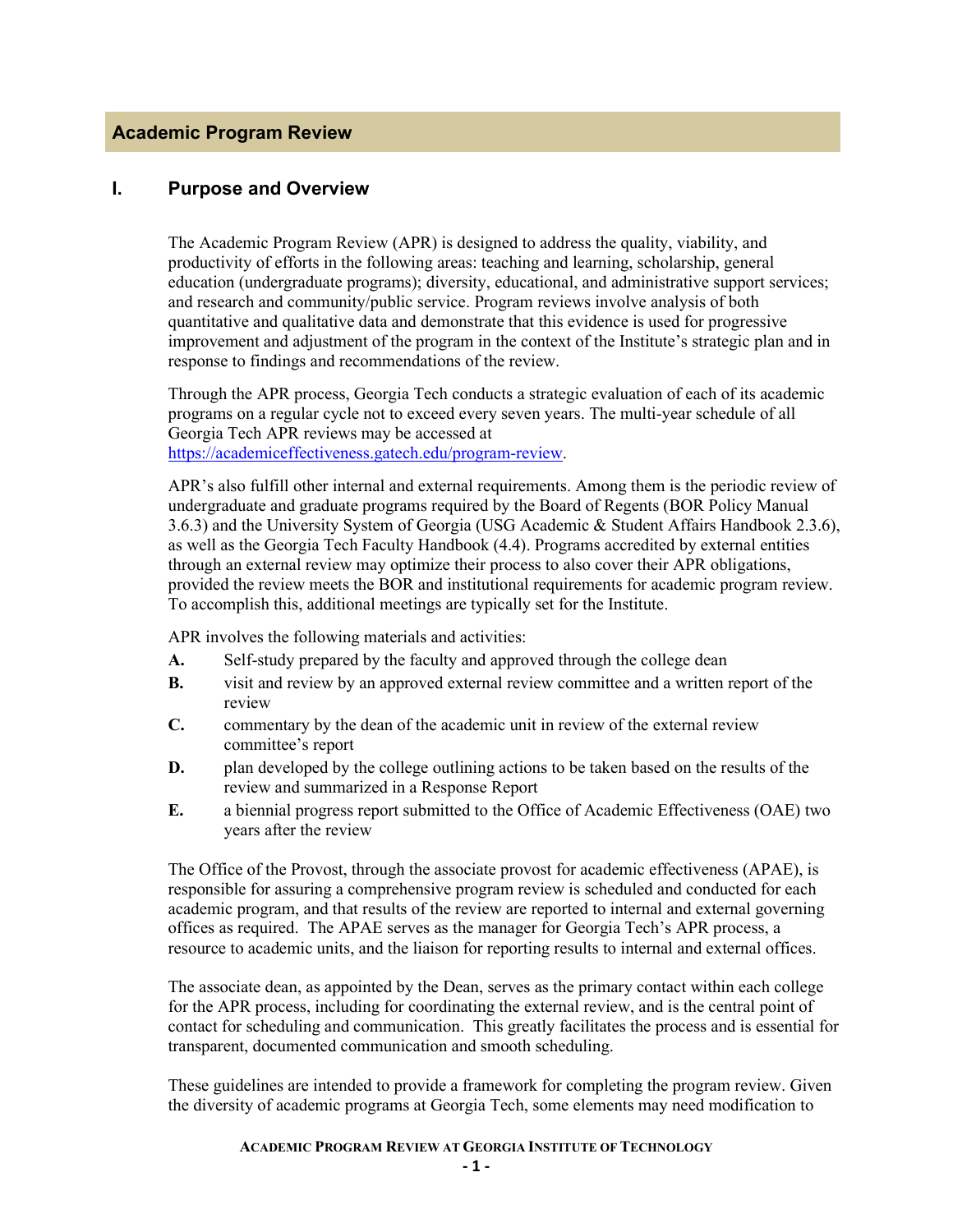# Academic Program Review

## I. Purpose and Overview

The Academic Program Review (APR) is designed to address the quality, viability, and productivity of efforts in the following areas: teaching and learning, scholarship, general education (undergraduate programs); diversity, educational, and administrative support services; and research and community/public service. Program reviews involve analysis of both quantitative and qualitative data and demonstrate that this evidence is used for progressive improvement and adjustment of the program in the context of the Institute's strategic plan and in response to findings and recommendations of the review.

Through the APR process, Georgia Tech conducts a strategic evaluation of each of its academic programs on a regular cycle not to exceed every seven years. The multi-year schedule of all Georgia Tech APR reviews may be accessed at https://academiceffectiveness.gatech.edu/program-review.

APR's also fulfill other internal and external requirements. Among them is the periodic review of undergraduate and graduate programs required by the Board of Regents (BOR Policy Manual 3.6.3) and the University System of Georgia (USG Academic & Student Affairs Handbook 2.3.6), as well as the Georgia Tech Faculty Handbook (4.4). Programs accredited by external entities through an external review may optimize their process to also cover their APR obligations, provided the review meets the BOR and institutional requirements for academic program review. To accomplish this, additional meetings are typically set for the Institute.

APR involves the following materials and activities:

- **A.** Self-study prepared by the faculty and approved through the college dean
- **B.** visit and review by an approved external review committee and a written report of the review
- **C.** commentary by the dean of the academic unit in review of the external review committee's report
- **D.** plan developed by the college outlining actions to be taken based on the results of the review and summarized in a Response Report
- **E.** a biennial progress report submitted to the Office of Academic Effectiveness (OAE) two years after the review

The Office of the Provost, through the associate provost for academic effectiveness (APAE), is responsible for assuring a comprehensive program review is scheduled and conducted for each academic program, and that results of the review are reported to internal and external governing offices as required. The APAE serves as the manager for Georgia Tech's APR process, a resource to academic units, and the liaison for reporting results to internal and external offices.

The associate dean, as appointed by the Dean, serves as the primary contact within each college for the APR process, including for coordinating the external review, and is the central point of contact for scheduling and communication. This greatly facilitates the process and is essential for transparent, documented communication and smooth scheduling.

These guidelines are intended to provide a framework for completing the program review. Given the diversity of academic programs at Georgia Tech, some elements may need modification to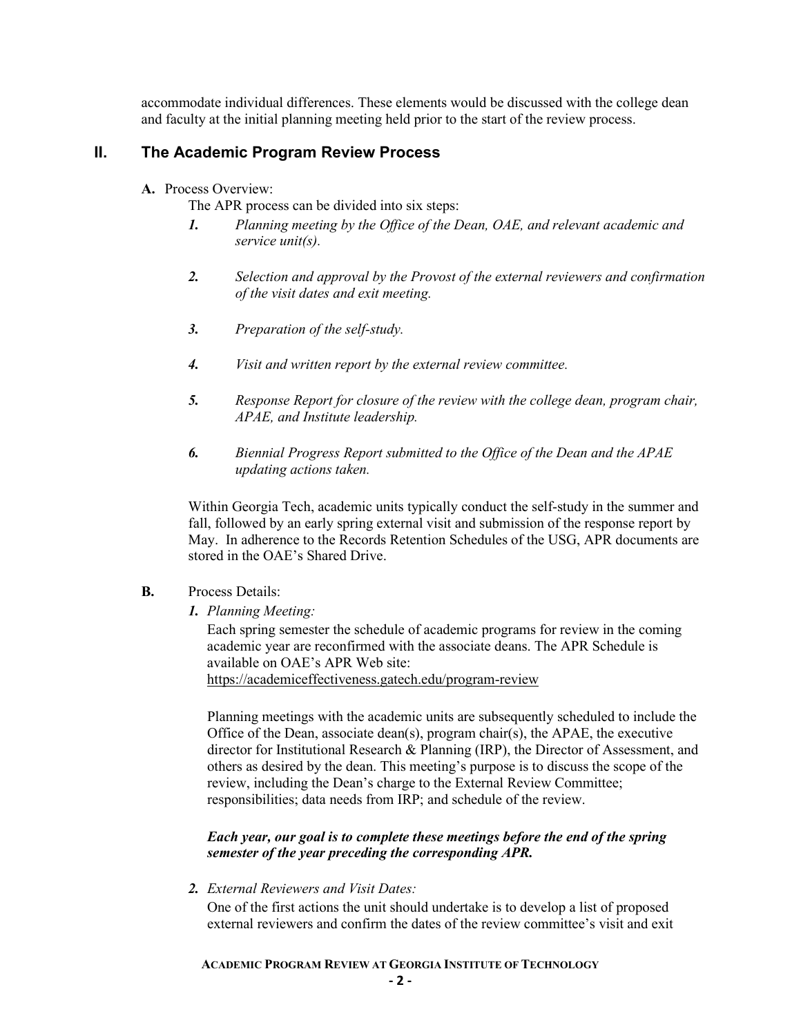accommodate individual differences. These elements would be discussed with the college dean and faculty at the initial planning meeting held prior to the start of the review process.

## II. The Academic Program Review Process

**A.** Process Overview:

The APR process can be divided into six steps:

1. *Planning meeting by the Office of the Dean, OAE, and relevant academic and service unit(s).*

2. *Selection and approval by the Provost of the external reviewers and confirmation of the visit dates and exit meeting.*

3. *Preparation of the self-study.*

4. *Visit and written report by the external review committee.*

5. *Response Report for closure of the review with the college dean, program chair, APAE, and Institute leadership.*

6. *Biennial Progress Report submitted to the Office of the Dean and the APAE updating actions taken.*

Within Georgia Tech, academic units typically conduct the self-study in the summer and fall, followed by an early spring external visit and submission of the response report by May. In adherence to the Records Retention Schedules of the USG, APR documents are stored in the OAE's Shared Drive.

**B.** Process Details:

***1.*** *Planning Meeting:*

Each spring semester the schedule of academic programs for review in the coming academic year are reconfirmed with the associate deans. The APR Schedule is available on OAE's APR Web site:
https://academiceffectiveness.gatech.edu/program-review

Planning meetings with the academic units are subsequently scheduled to include the Office of the Dean, associate dean(s), program chair(s), the APAE, the executive director for Institutional Research & Planning (IRP), the Director of Assessment, and others as desired by the dean. This meeting's purpose is to discuss the scope of the review, including the Dean's charge to the External Review Committee; responsibilities; data needs from IRP; and schedule of the review.

***Each year, our goal is to complete these meetings before the end of the spring semester of the year preceding the corresponding APR.***

***2.*** *External Reviewers and Visit Dates:*

One of the first actions the unit should undertake is to develop a list of proposed external reviewers and confirm the dates of the review committee's visit and exit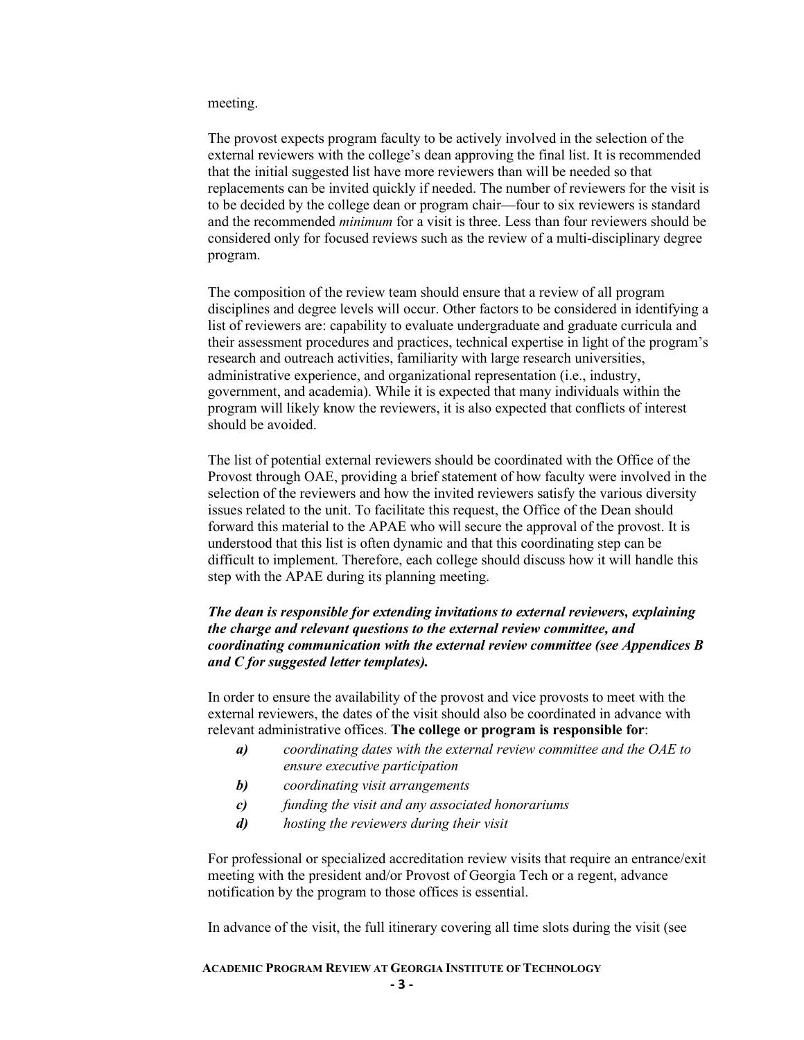meeting.

The provost expects program faculty to be actively involved in the selection of the external reviewers with the college's dean approving the final list. It is recommended that the initial suggested list have more reviewers than will be needed so that replacements can be invited quickly if needed. The number of reviewers for the visit is to be decided by the college dean or program chair—four to six reviewers is standard and the recommended *minimum* for a visit is three. Less than four reviewers should be considered only for focused reviews such as the review of a multi-disciplinary degree program.

The composition of the review team should ensure that a review of all program disciplines and degree levels will occur. Other factors to be considered in identifying a list of reviewers are: capability to evaluate undergraduate and graduate curricula and their assessment procedures and practices, technical expertise in light of the program's research and outreach activities, familiarity with large research universities, administrative experience, and organizational representation (i.e., industry, government, and academia). While it is expected that many individuals within the program will likely know the reviewers, it is also expected that conflicts of interest should be avoided.

The list of potential external reviewers should be coordinated with the Office of the Provost through OAE, providing a brief statement of how faculty were involved in the selection of the reviewers and how the invited reviewers satisfy the various diversity issues related to the unit. To facilitate this request, the Office of the Dean should forward this material to the APAE who will secure the approval of the provost. It is understood that this list is often dynamic and that this coordinating step can be difficult to implement. Therefore, each college should discuss how it will handle this step with the APAE during its planning meeting.

***The dean is responsible for extending invitations to external reviewers, explaining the charge and relevant questions to the external review committee, and coordinating communication with the external review committee (see Appendices B and C for suggested letter templates).***

In order to ensure the availability of the provost and vice provosts to meet with the external reviewers, the dates of the visit should also be coordinated in advance with relevant administrative offices. **The college or program is responsible for**:

- ***a)*** *coordinating dates with the external review committee and the OAE to ensure executive participation*
- ***b)*** *coordinating visit arrangements*
- ***c)*** *funding the visit and any associated honorariums*
- ***d)*** *hosting the reviewers during their visit*

For professional or specialized accreditation review visits that require an entrance/exit meeting with the president and/or Provost of Georgia Tech or a regent, advance notification by the program to those offices is essential.

In advance of the visit, the full itinerary covering all time slots during the visit (see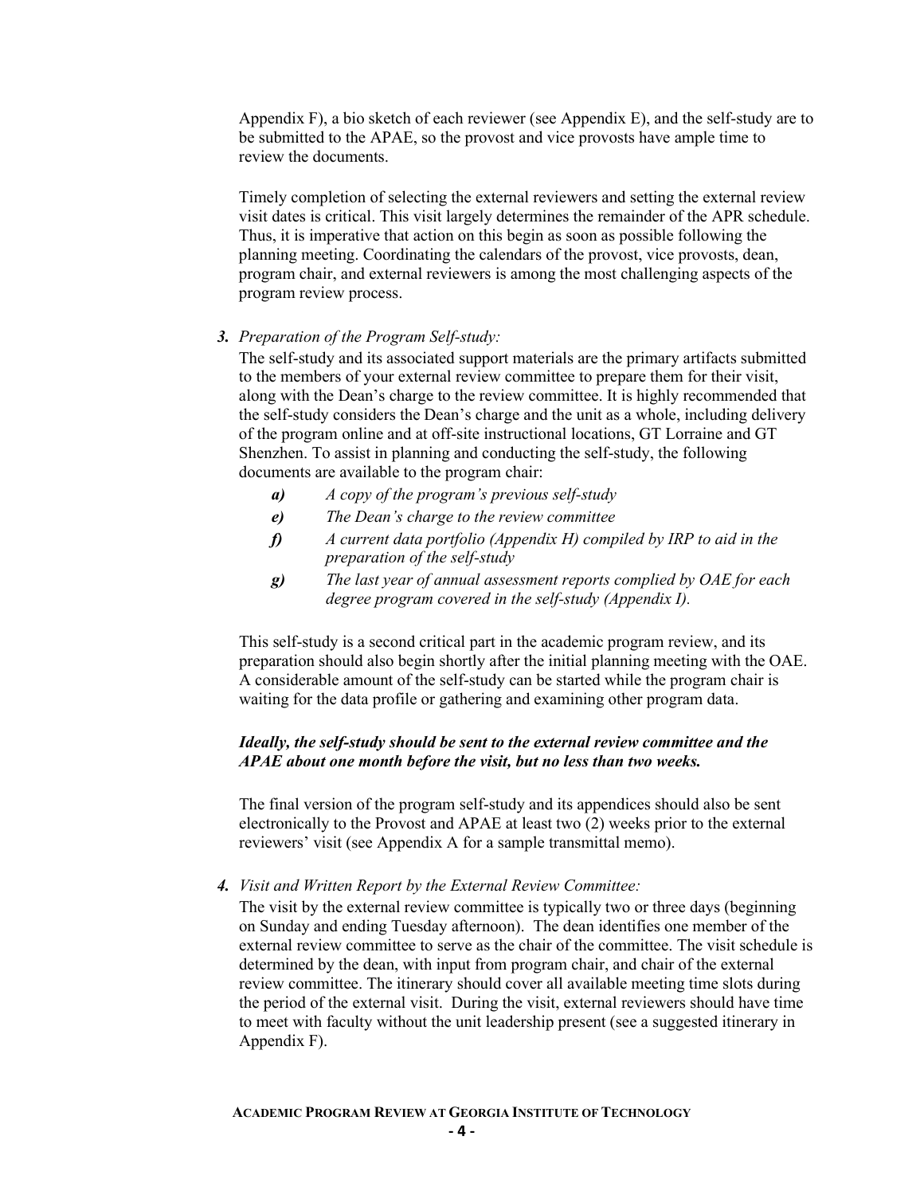Appendix F), a bio sketch of each reviewer (see Appendix E), and the self-study are to be submitted to the APAE, so the provost and vice provosts have ample time to review the documents.

Timely completion of selecting the external reviewers and setting the external review visit dates is critical. This visit largely determines the remainder of the APR schedule. Thus, it is imperative that action on this begin as soon as possible following the planning meeting. Coordinating the calendars of the provost, vice provosts, dean, program chair, and external reviewers is among the most challenging aspects of the program review process.

***3.*** *Preparation of the Program Self-study:*

The self-study and its associated support materials are the primary artifacts submitted to the members of your external review committee to prepare them for their visit, along with the Dean's charge to the review committee. It is highly recommended that the self-study considers the Dean's charge and the unit as a whole, including delivery of the program online and at off-site instructional locations, GT Lorraine and GT Shenzhen. To assist in planning and conducting the self-study, the following documents are available to the program chair:

- ***a)*** *A copy of the program's previous self-study*
- ***e)*** *The Dean's charge to the review committee*
- ***f)*** *A current data portfolio (Appendix H) compiled by IRP to aid in the preparation of the self-study*
- ***g)*** *The last year of annual assessment reports complied by OAE for each degree program covered in the self-study (Appendix I).*

This self-study is a second critical part in the academic program review, and its preparation should also begin shortly after the initial planning meeting with the OAE. A considerable amount of the self-study can be started while the program chair is waiting for the data profile or gathering and examining other program data.

***Ideally, the self-study should be sent to the external review committee and the APAE about one month before the visit, but no less than two weeks.***

The final version of the program self-study and its appendices should also be sent electronically to the Provost and APAE at least two (2) weeks prior to the external reviewers' visit (see Appendix A for a sample transmittal memo).

***4.*** *Visit and Written Report by the External Review Committee:*

The visit by the external review committee is typically two or three days (beginning on Sunday and ending Tuesday afternoon). The dean identifies one member of the external review committee to serve as the chair of the committee. The visit schedule is determined by the dean, with input from program chair, and chair of the external review committee. The itinerary should cover all available meeting time slots during the period of the external visit. During the visit, external reviewers should have time to meet with faculty without the unit leadership present (see a suggested itinerary in Appendix F).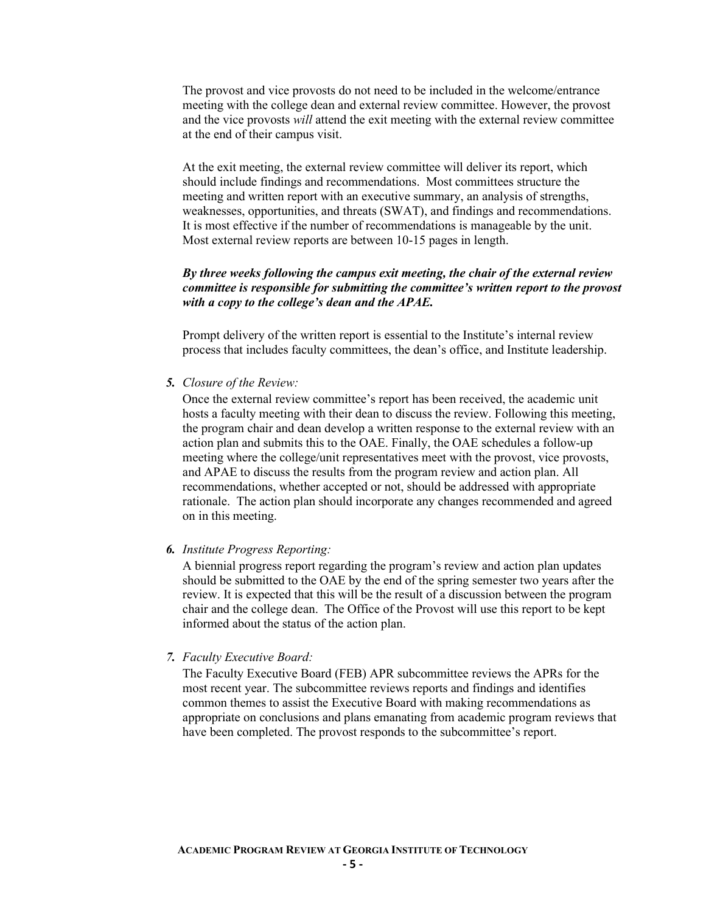The provost and vice provosts do not need to be included in the welcome/entrance meeting with the college dean and external review committee. However, the provost and the vice provosts *will* attend the exit meeting with the external review committee at the end of their campus visit.

At the exit meeting, the external review committee will deliver its report, which should include findings and recommendations. Most committees structure the meeting and written report with an executive summary, an analysis of strengths, weaknesses, opportunities, and threats (SWAT), and findings and recommendations. It is most effective if the number of recommendations is manageable by the unit. Most external review reports are between 10-15 pages in length.

***By three weeks following the campus exit meeting, the chair of the external review committee is responsible for submitting the committee's written report to the provost with a copy to the college's dean and the APAE.***

Prompt delivery of the written report is essential to the Institute's internal review process that includes faculty committees, the dean's office, and Institute leadership.

***5.*** *Closure of the Review:*

Once the external review committee's report has been received, the academic unit hosts a faculty meeting with their dean to discuss the review. Following this meeting, the program chair and dean develop a written response to the external review with an action plan and submits this to the OAE. Finally, the OAE schedules a follow-up meeting where the college/unit representatives meet with the provost, vice provosts, and APAE to discuss the results from the program review and action plan. All recommendations, whether accepted or not, should be addressed with appropriate rationale. The action plan should incorporate any changes recommended and agreed on in this meeting.

***6.*** *Institute Progress Reporting:*

A biennial progress report regarding the program's review and action plan updates should be submitted to the OAE by the end of the spring semester two years after the review. It is expected that this will be the result of a discussion between the program chair and the college dean. The Office of the Provost will use this report to be kept informed about the status of the action plan.

***7.*** *Faculty Executive Board:*

The Faculty Executive Board (FEB) APR subcommittee reviews the APRs for the most recent year. The subcommittee reviews reports and findings and identifies common themes to assist the Executive Board with making recommendations as appropriate on conclusions and plans emanating from academic program reviews that have been completed. The provost responds to the subcommittee's report.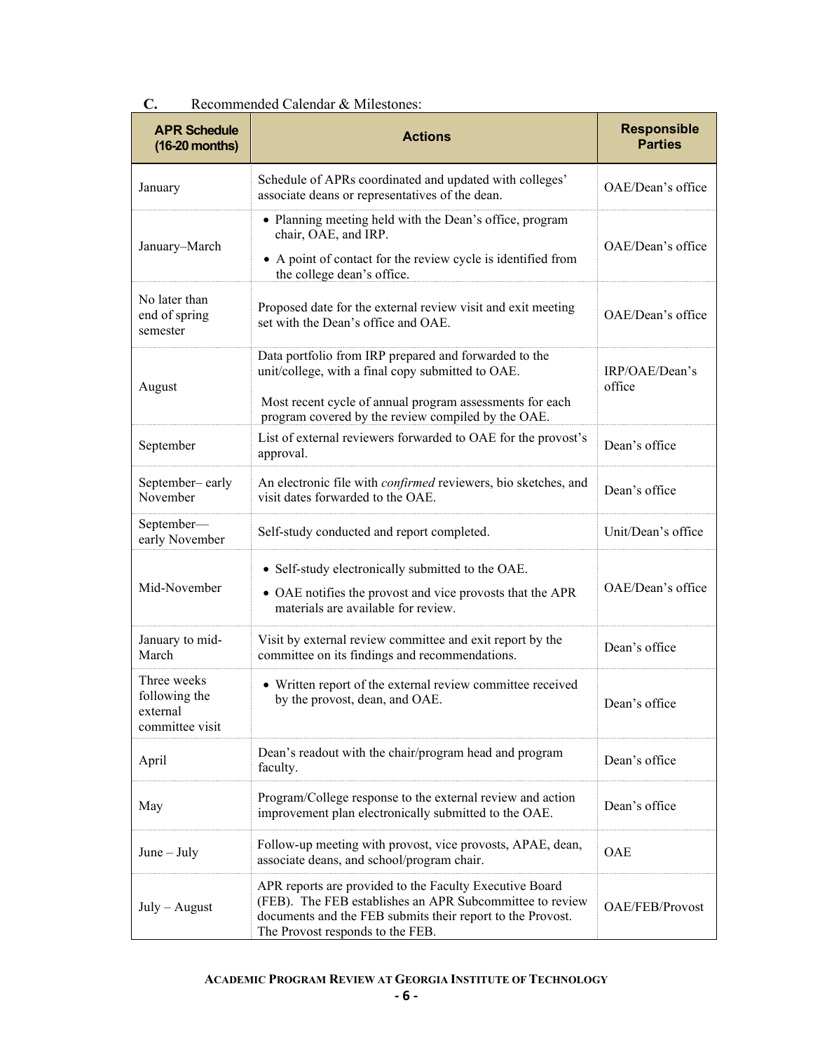C. Recommended Calendar & Milestones:

| APR Schedule (16-20 months) | Actions | Responsible Parties |
|---|---|---|
| January | Schedule of APRs coordinated and updated with colleges' associate deans or representatives of the dean. | OAE/Dean's office |
| January–March | • Planning meeting held with the Dean's office, program chair, OAE, and IRP.<br>• A point of contact for the review cycle is identified from the college dean's office. | OAE/Dean's office |
| No later than end of spring semester | Proposed date for the external review visit and exit meeting set with the Dean's office and OAE. | OAE/Dean's office |
| August | Data portfolio from IRP prepared and forwarded to the unit/college, with a final copy submitted to OAE.<br><br>Most recent cycle of annual program assessments for each program covered by the review compiled by the OAE. | IRP/OAE/Dean's office |
| September | List of external reviewers forwarded to OAE for the provost's approval. | Dean's office |
| September– early November | An electronic file with *confirmed* reviewers, bio sketches, and visit dates forwarded to the OAE. | Dean's office |
| September—early November | Self-study conducted and report completed. | Unit/Dean's office |
| Mid-November | • Self-study electronically submitted to the OAE.<br>• OAE notifies the provost and vice provosts that the APR materials are available for review. | OAE/Dean's office |
| January to mid-March | Visit by external review committee and exit report by the committee on its findings and recommendations. | Dean's office |
| Three weeks following the external committee visit | • Written report of the external review committee received by the provost, dean, and OAE. | Dean's office |
| April | Dean's readout with the chair/program head and program faculty. | Dean's office |
| May | Program/College response to the external review and action improvement plan electronically submitted to the OAE. | Dean's office |
| June – July | Follow-up meeting with provost, vice provosts, APAE, dean, associate deans, and school/program chair. | OAE |
| July – August | APR reports are provided to the Faculty Executive Board (FEB). The FEB establishes an APR Subcommittee to review documents and the FEB submits their report to the Provost. The Provost responds to the FEB. | OAE/FEB/Provost |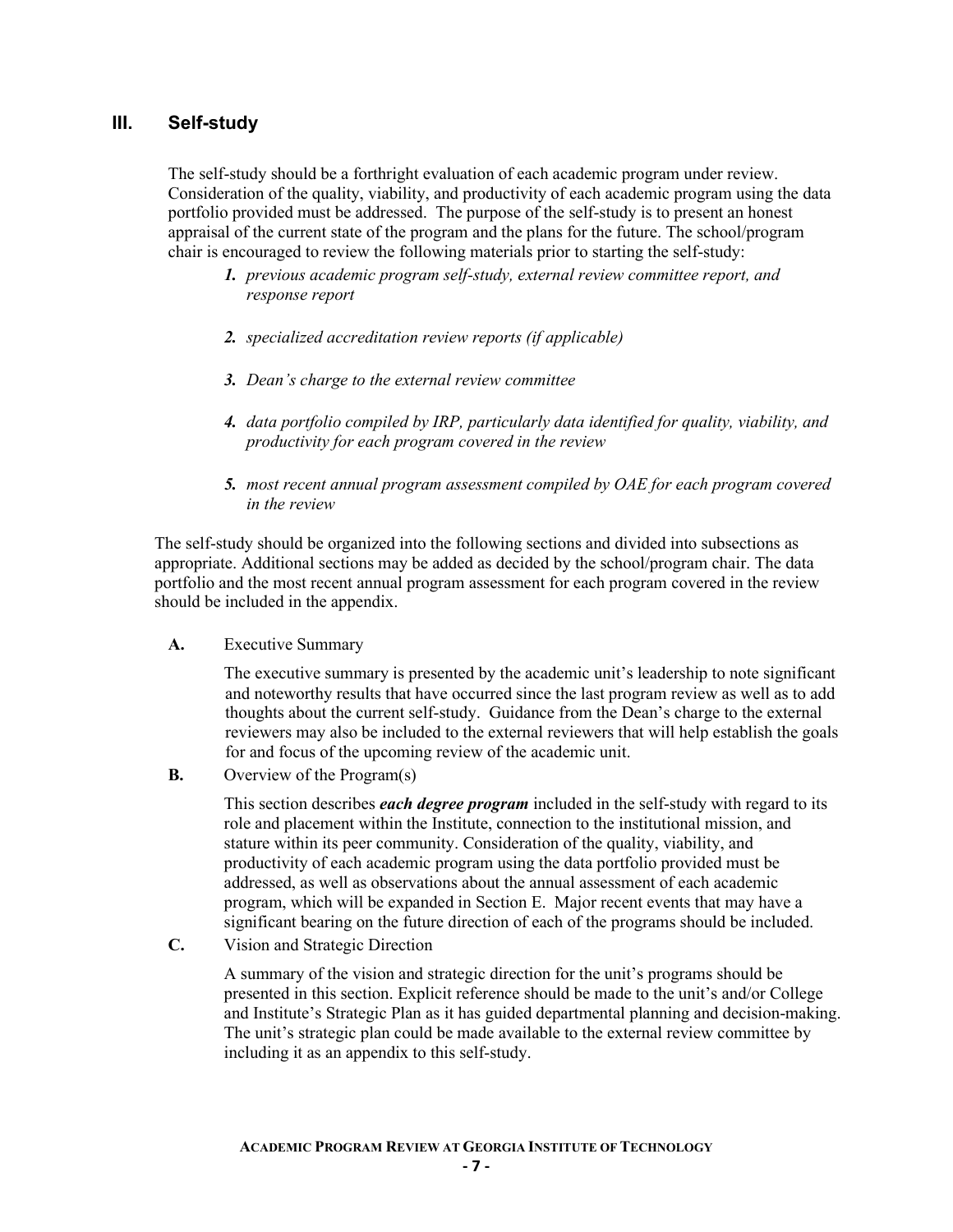## III. Self-study

The self-study should be a forthright evaluation of each academic program under review. Consideration of the quality, viability, and productivity of each academic program using the data portfolio provided must be addressed. The purpose of the self-study is to present an honest appraisal of the current state of the program and the plans for the future. The school/program chair is encouraged to review the following materials prior to starting the self-study:

1. *previous academic program self-study, external review committee report, and response report*
2. *specialized accreditation review reports (if applicable)*
3. *Dean's charge to the external review committee*
4. *data portfolio compiled by IRP, particularly data identified for quality, viability, and productivity for each program covered in the review*
5. *most recent annual program assessment compiled by OAE for each program covered in the review*

The self-study should be organized into the following sections and divided into subsections as appropriate. Additional sections may be added as decided by the school/program chair. The data portfolio and the most recent annual program assessment for each program covered in the review should be included in the appendix.

**A.** Executive Summary

The executive summary is presented by the academic unit's leadership to note significant and noteworthy results that have occurred since the last program review as well as to add thoughts about the current self-study. Guidance from the Dean's charge to the external reviewers may also be included to the external reviewers that will help establish the goals for and focus of the upcoming review of the academic unit.

**B.** Overview of the Program(s)

This section describes ***each degree program*** included in the self-study with regard to its role and placement within the Institute, connection to the institutional mission, and stature within its peer community. Consideration of the quality, viability, and productivity of each academic program using the data portfolio provided must be addressed, as well as observations about the annual assessment of each academic program, which will be expanded in Section E. Major recent events that may have a significant bearing on the future direction of each of the programs should be included.

**C.** Vision and Strategic Direction

A summary of the vision and strategic direction for the unit's programs should be presented in this section. Explicit reference should be made to the unit's and/or College and Institute's Strategic Plan as it has guided departmental planning and decision-making. The unit's strategic plan could be made available to the external review committee by including it as an appendix to this self-study.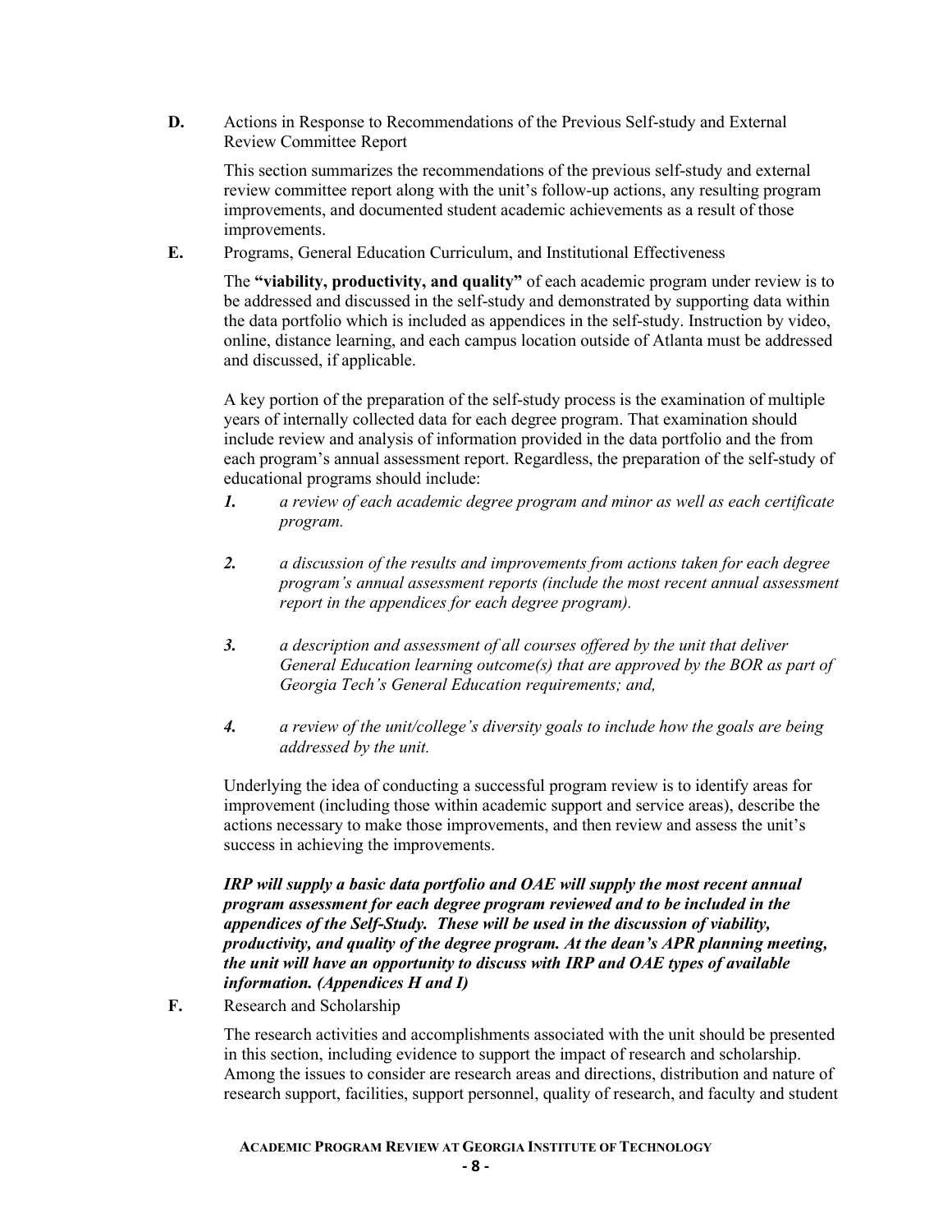**D.** Actions in Response to Recommendations of the Previous Self-study and External Review Committee Report

This section summarizes the recommendations of the previous self-study and external review committee report along with the unit's follow-up actions, any resulting program improvements, and documented student academic achievements as a result of those improvements.

**E.** Programs, General Education Curriculum, and Institutional Effectiveness

The **"viability, productivity, and quality"** of each academic program under review is to be addressed and discussed in the self-study and demonstrated by supporting data within the data portfolio which is included as appendices in the self-study. Instruction by video, online, distance learning, and each campus location outside of Atlanta must be addressed and discussed, if applicable.

A key portion of the preparation of the self-study process is the examination of multiple years of internally collected data for each degree program. That examination should include review and analysis of information provided in the data portfolio and the from each program's annual assessment report. Regardless, the preparation of the self-study of educational programs should include:

***1.*** *a review of each academic degree program and minor as well as each certificate program.*

***2.*** *a discussion of the results and improvements from actions taken for each degree program's annual assessment reports (include the most recent annual assessment report in the appendices for each degree program).*

***3.*** *a description and assessment of all courses offered by the unit that deliver General Education learning outcome(s) that are approved by the BOR as part of Georgia Tech's General Education requirements; and,*

***4.*** *a review of the unit/college's diversity goals to include how the goals are being addressed by the unit.*

Underlying the idea of conducting a successful program review is to identify areas for improvement (including those within academic support and service areas), describe the actions necessary to make those improvements, and then review and assess the unit's success in achieving the improvements.

***IRP will supply a basic data portfolio and OAE will supply the most recent annual program assessment for each degree program reviewed and to be included in the appendices of the Self-Study. These will be used in the discussion of viability, productivity, and quality of the degree program. At the dean's APR planning meeting, the unit will have an opportunity to discuss with IRP and OAE types of available information. (Appendices H and I)***

**F.** Research and Scholarship

The research activities and accomplishments associated with the unit should be presented in this section, including evidence to support the impact of research and scholarship. Among the issues to consider are research areas and directions, distribution and nature of research support, facilities, support personnel, quality of research, and faculty and student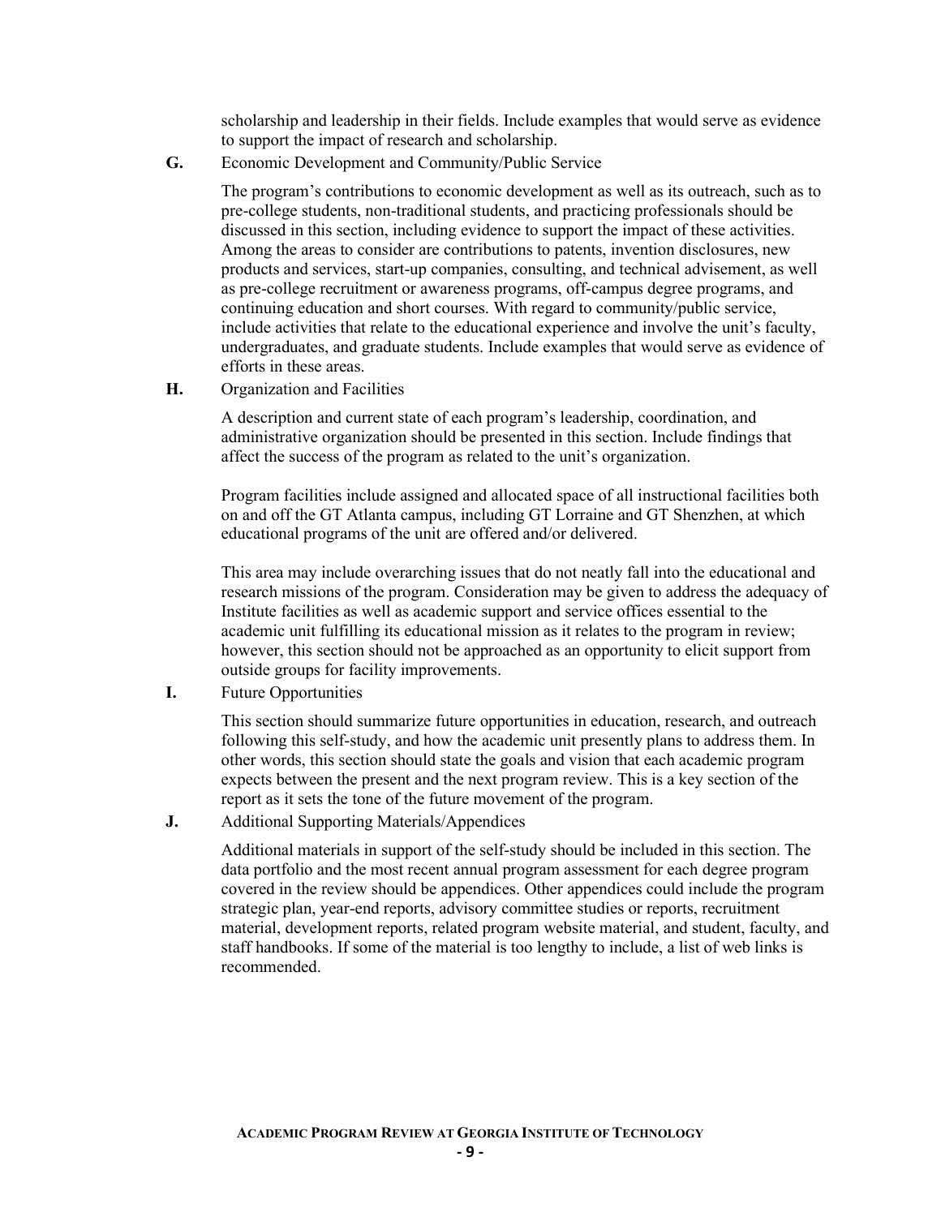scholarship and leadership in their fields. Include examples that would serve as evidence to support the impact of research and scholarship.

**G.** Economic Development and Community/Public Service

The program's contributions to economic development as well as its outreach, such as to pre-college students, non-traditional students, and practicing professionals should be discussed in this section, including evidence to support the impact of these activities. Among the areas to consider are contributions to patents, invention disclosures, new products and services, start-up companies, consulting, and technical advisement, as well as pre-college recruitment or awareness programs, off-campus degree programs, and continuing education and short courses. With regard to community/public service, include activities that relate to the educational experience and involve the unit's faculty, undergraduates, and graduate students. Include examples that would serve as evidence of efforts in these areas.

**H.** Organization and Facilities

A description and current state of each program's leadership, coordination, and administrative organization should be presented in this section. Include findings that affect the success of the program as related to the unit's organization.

Program facilities include assigned and allocated space of all instructional facilities both on and off the GT Atlanta campus, including GT Lorraine and GT Shenzhen, at which educational programs of the unit are offered and/or delivered.

This area may include overarching issues that do not neatly fall into the educational and research missions of the program. Consideration may be given to address the adequacy of Institute facilities as well as academic support and service offices essential to the academic unit fulfilling its educational mission as it relates to the program in review; however, this section should not be approached as an opportunity to elicit support from outside groups for facility improvements.

**I.** Future Opportunities

This section should summarize future opportunities in education, research, and outreach following this self-study, and how the academic unit presently plans to address them. In other words, this section should state the goals and vision that each academic program expects between the present and the next program review. This is a key section of the report as it sets the tone of the future movement of the program.

**J.** Additional Supporting Materials/Appendices

Additional materials in support of the self-study should be included in this section. The data portfolio and the most recent annual program assessment for each degree program covered in the review should be appendices. Other appendices could include the program strategic plan, year-end reports, advisory committee studies or reports, recruitment material, development reports, related program website material, and student, faculty, and staff handbooks. If some of the material is too lengthy to include, a list of web links is recommended.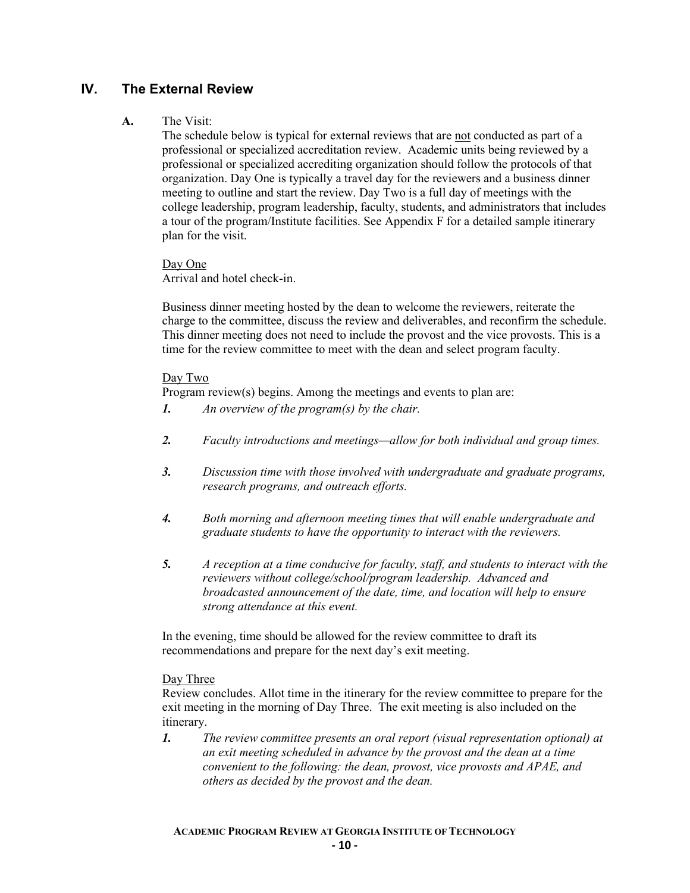## IV. The External Review

**A.** The Visit:

The schedule below is typical for external reviews that are <u>not</u> conducted as part of a professional or specialized accreditation review. Academic units being reviewed by a professional or specialized accrediting organization should follow the protocols of that organization. Day One is typically a travel day for the reviewers and a business dinner meeting to outline and start the review. Day Two is a full day of meetings with the college leadership, program leadership, faculty, students, and administrators that includes a tour of the program/Institute facilities. See Appendix F for a detailed sample itinerary plan for the visit.

<u>Day One</u>

Arrival and hotel check-in.

Business dinner meeting hosted by the dean to welcome the reviewers, reiterate the charge to the committee, discuss the review and deliverables, and reconfirm the schedule. This dinner meeting does not need to include the provost and the vice provosts. This is a time for the review committee to meet with the dean and select program faculty.

<u>Day Two</u>

Program review(s) begins. Among the meetings and events to plan are:

***1.*** *An overview of the program(s) by the chair.*

***2.*** *Faculty introductions and meetings—allow for both individual and group times.*

***3.*** *Discussion time with those involved with undergraduate and graduate programs, research programs, and outreach efforts.*

***4.*** *Both morning and afternoon meeting times that will enable undergraduate and graduate students to have the opportunity to interact with the reviewers.*

***5.*** *A reception at a time conducive for faculty, staff, and students to interact with the reviewers without college/school/program leadership. Advanced and broadcasted announcement of the date, time, and location will help to ensure strong attendance at this event.*

In the evening, time should be allowed for the review committee to draft its recommendations and prepare for the next day's exit meeting.

<u>Day Three</u>

Review concludes. Allot time in the itinerary for the review committee to prepare for the exit meeting in the morning of Day Three. The exit meeting is also included on the itinerary.

***1.*** *The review committee presents an oral report (visual representation optional) at an exit meeting scheduled in advance by the provost and the dean at a time convenient to the following: the dean, provost, vice provosts and APAE, and others as decided by the provost and the dean.*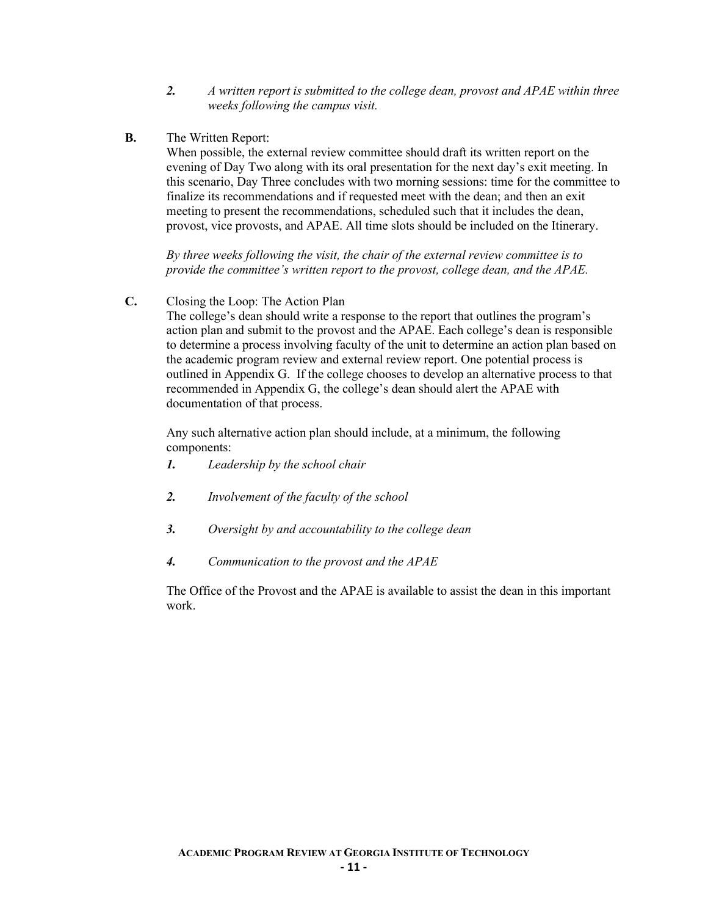2. *A written report is submitted to the college dean, provost and APAE within three weeks following the campus visit.*

**B.** The Written Report:

When possible, the external review committee should draft its written report on the evening of Day Two along with its oral presentation for the next day's exit meeting. In this scenario, Day Three concludes with two morning sessions: time for the committee to finalize its recommendations and if requested meet with the dean; and then an exit meeting to present the recommendations, scheduled such that it includes the dean, provost, vice provosts, and APAE. All time slots should be included on the Itinerary.

*By three weeks following the visit, the chair of the external review committee is to provide the committee's written report to the provost, college dean, and the APAE.*

**C.** Closing the Loop: The Action Plan

The college's dean should write a response to the report that outlines the program's action plan and submit to the provost and the APAE. Each college's dean is responsible to determine a process involving faculty of the unit to determine an action plan based on the academic program review and external review report. One potential process is outlined in Appendix G. If the college chooses to develop an alternative process to that recommended in Appendix G, the college's dean should alert the APAE with documentation of that process.

Any such alternative action plan should include, at a minimum, the following components:

1. *Leadership by the school chair*
2. *Involvement of the faculty of the school*
3. *Oversight by and accountability to the college dean*
4. *Communication to the provost and the APAE*

The Office of the Provost and the APAE is available to assist the dean in this important work.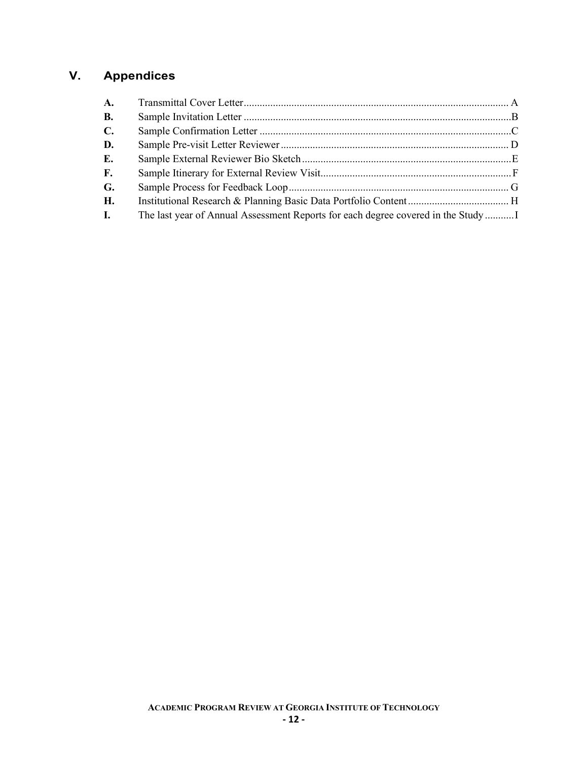## V. Appendices

- **A.** Transmittal Cover Letter .................................................................................................. A
- **B.** Sample Invitation Letter ..................................................................................................B
- **C.** Sample Confirmation Letter ............................................................................................C
- **D.** Sample Pre-visit Letter Reviewer ................................................................................... D
- **E.** Sample External Reviewer Bio Sketch .............................................................................E
- **F.** Sample Itinerary for External Review Visit.......................................................................F
- **G.** Sample Process for Feedback Loop ................................................................................. G
- **H.** Institutional Research & Planning Basic Data Portfolio Content ...................................... H
- **I.** The last year of Annual Assessment Reports for each degree covered in the Study ...........I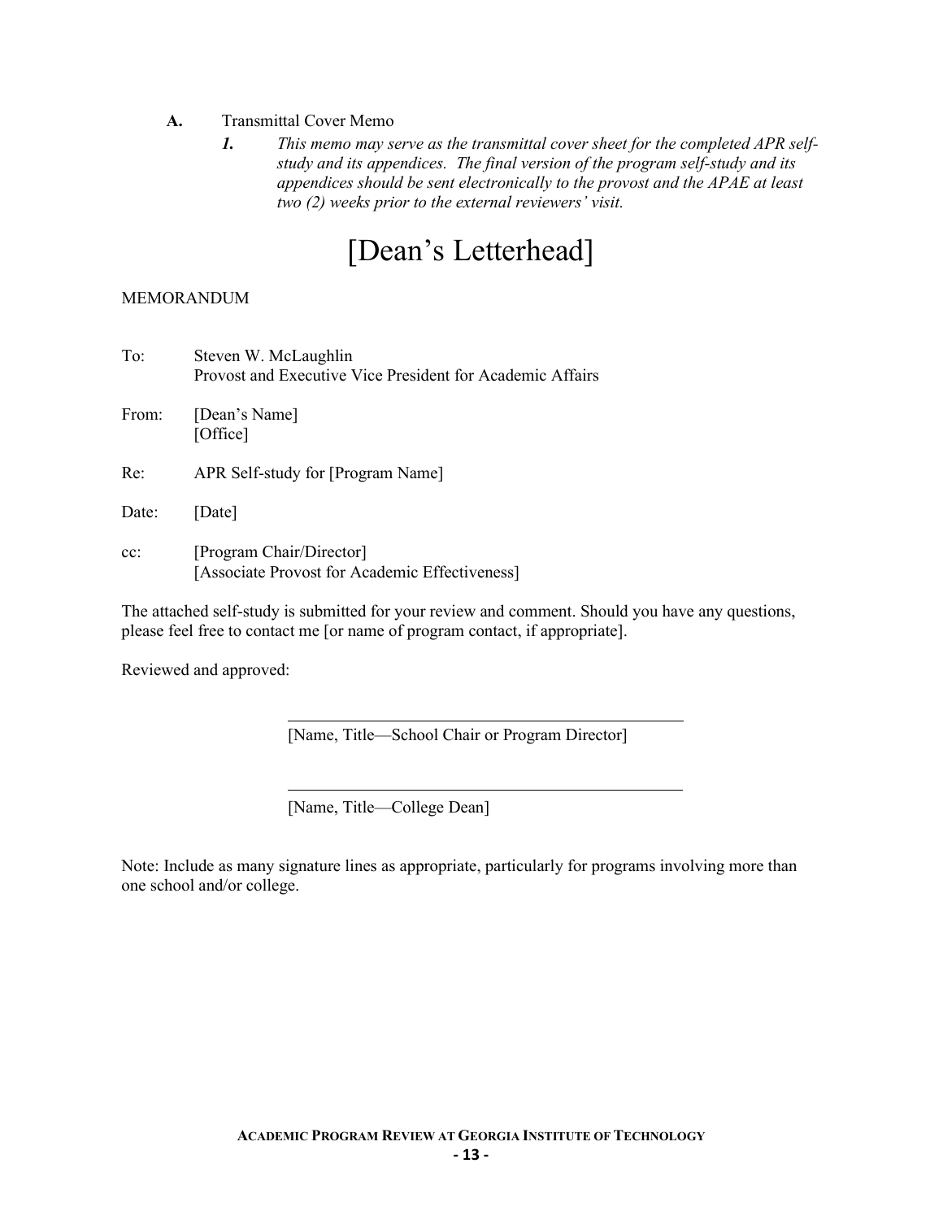**A.** Transmittal Cover Memo

*1.* *This memo may serve as the transmittal cover sheet for the completed APR self-study and its appendices. The final version of the program self-study and its appendices should be sent electronically to the provost and the APAE at least two (2) weeks prior to the external reviewers' visit.*

# [Dean's Letterhead]

MEMORANDUM

To: Steven W. McLaughlin
Provost and Executive Vice President for Academic Affairs

From: [Dean's Name]
[Office]

Re: APR Self-study for [Program Name]

Date: [Date]

cc: [Program Chair/Director]
[Associate Provost for Academic Effectiveness]

The attached self-study is submitted for your review and comment. Should you have any questions, please feel free to contact me [or name of program contact, if appropriate].

Reviewed and approved:

\_\_\_\_\_\_\_\_\_\_\_\_\_\_\_\_\_\_\_\_\_\_\_\_\_\_\_\_\_\_\_\_\_\_\_\_\_\_\_\_
[Name, Title—School Chair or Program Director]

\_\_\_\_\_\_\_\_\_\_\_\_\_\_\_\_\_\_\_\_\_\_\_\_\_\_\_\_\_\_\_\_\_\_\_\_\_\_\_\_
[Name, Title—College Dean]

Note: Include as many signature lines as appropriate, particularly for programs involving more than one school and/or college.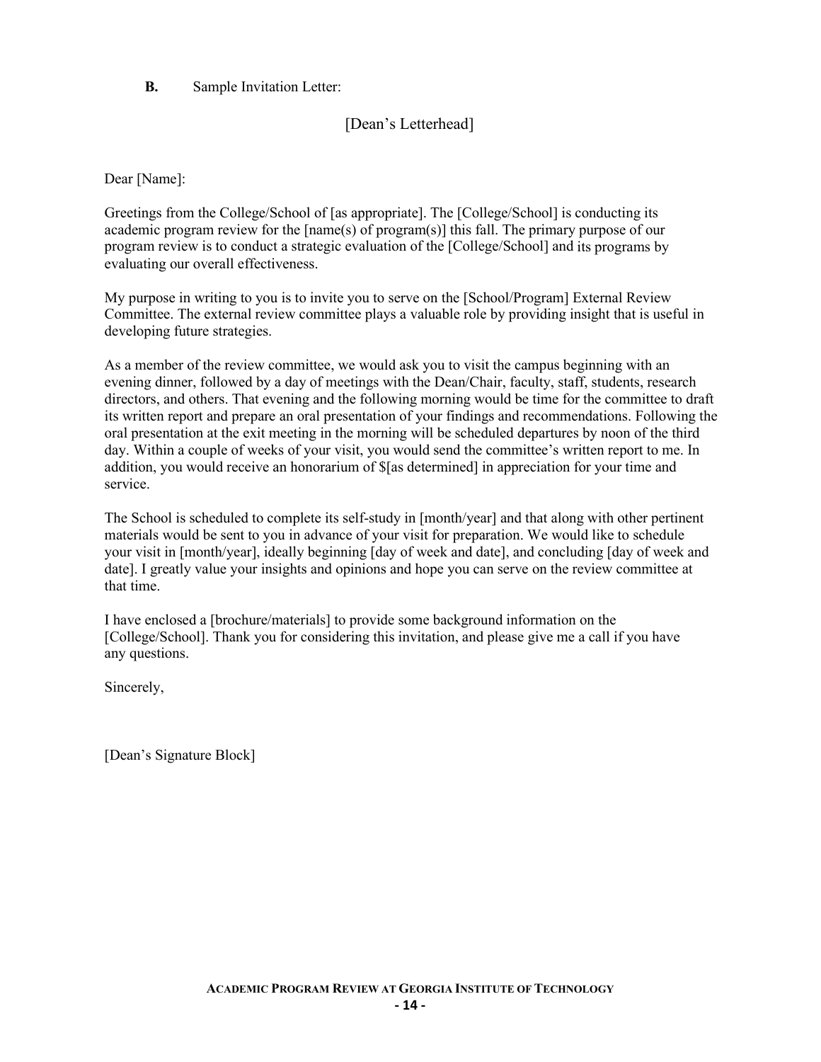**B.** Sample Invitation Letter:

[Dean's Letterhead]

Dear [Name]:

Greetings from the College/School of [as appropriate]. The [College/School] is conducting its academic program review for the [name(s) of program(s)] this fall. The primary purpose of our program review is to conduct a strategic evaluation of the [College/School] and its programs by evaluating our overall effectiveness.

My purpose in writing to you is to invite you to serve on the [School/Program] External Review Committee. The external review committee plays a valuable role by providing insight that is useful in developing future strategies.

As a member of the review committee, we would ask you to visit the campus beginning with an evening dinner, followed by a day of meetings with the Dean/Chair, faculty, staff, students, research directors, and others. That evening and the following morning would be time for the committee to draft its written report and prepare an oral presentation of your findings and recommendations. Following the oral presentation at the exit meeting in the morning will be scheduled departures by noon of the third day. Within a couple of weeks of your visit, you would send the committee's written report to me. In addition, you would receive an honorarium of $[as determined] in appreciation for your time and service.

The School is scheduled to complete its self-study in [month/year] and that along with other pertinent materials would be sent to you in advance of your visit for preparation. We would like to schedule your visit in [month/year], ideally beginning [day of week and date], and concluding [day of week and date]. I greatly value your insights and opinions and hope you can serve on the review committee at that time.

I have enclosed a [brochure/materials] to provide some background information on the [College/School]. Thank you for considering this invitation, and please give me a call if you have any questions.

Sincerely,

[Dean's Signature Block]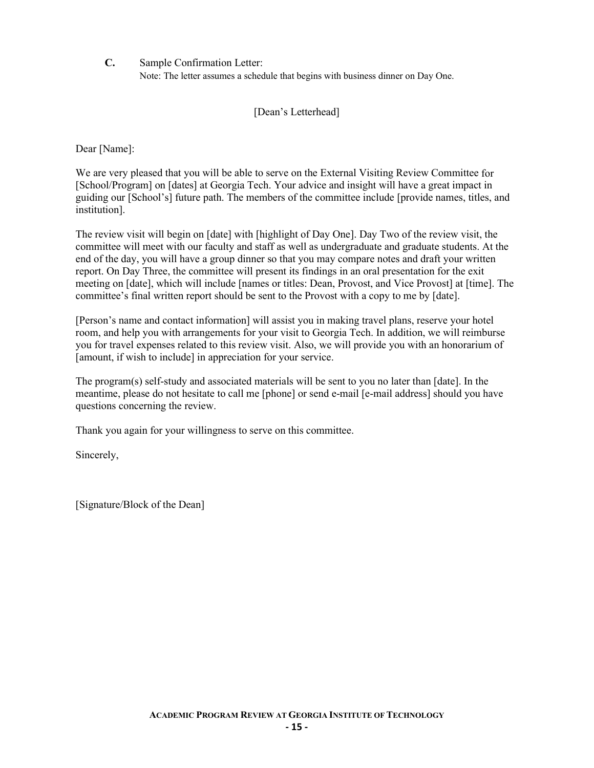**C.** Sample Confirmation Letter:
Note: The letter assumes a schedule that begins with business dinner on Day One.

[Dean's Letterhead]

Dear [Name]:

We are very pleased that you will be able to serve on the External Visiting Review Committee for [School/Program] on [dates] at Georgia Tech. Your advice and insight will have a great impact in guiding our [School's] future path. The members of the committee include [provide names, titles, and institution].

The review visit will begin on [date] with [highlight of Day One]. Day Two of the review visit, the committee will meet with our faculty and staff as well as undergraduate and graduate students. At the end of the day, you will have a group dinner so that you may compare notes and draft your written report. On Day Three, the committee will present its findings in an oral presentation for the exit meeting on [date], which will include [names or titles: Dean, Provost, and Vice Provost] at [time]. The committee's final written report should be sent to the Provost with a copy to me by [date].

[Person's name and contact information] will assist you in making travel plans, reserve your hotel room, and help you with arrangements for your visit to Georgia Tech. In addition, we will reimburse you for travel expenses related to this review visit. Also, we will provide you with an honorarium of [amount, if wish to include] in appreciation for your service.

The program(s) self-study and associated materials will be sent to you no later than [date]. In the meantime, please do not hesitate to call me [phone] or send e-mail [e-mail address] should you have questions concerning the review.

Thank you again for your willingness to serve on this committee.

Sincerely,

[Signature/Block of the Dean]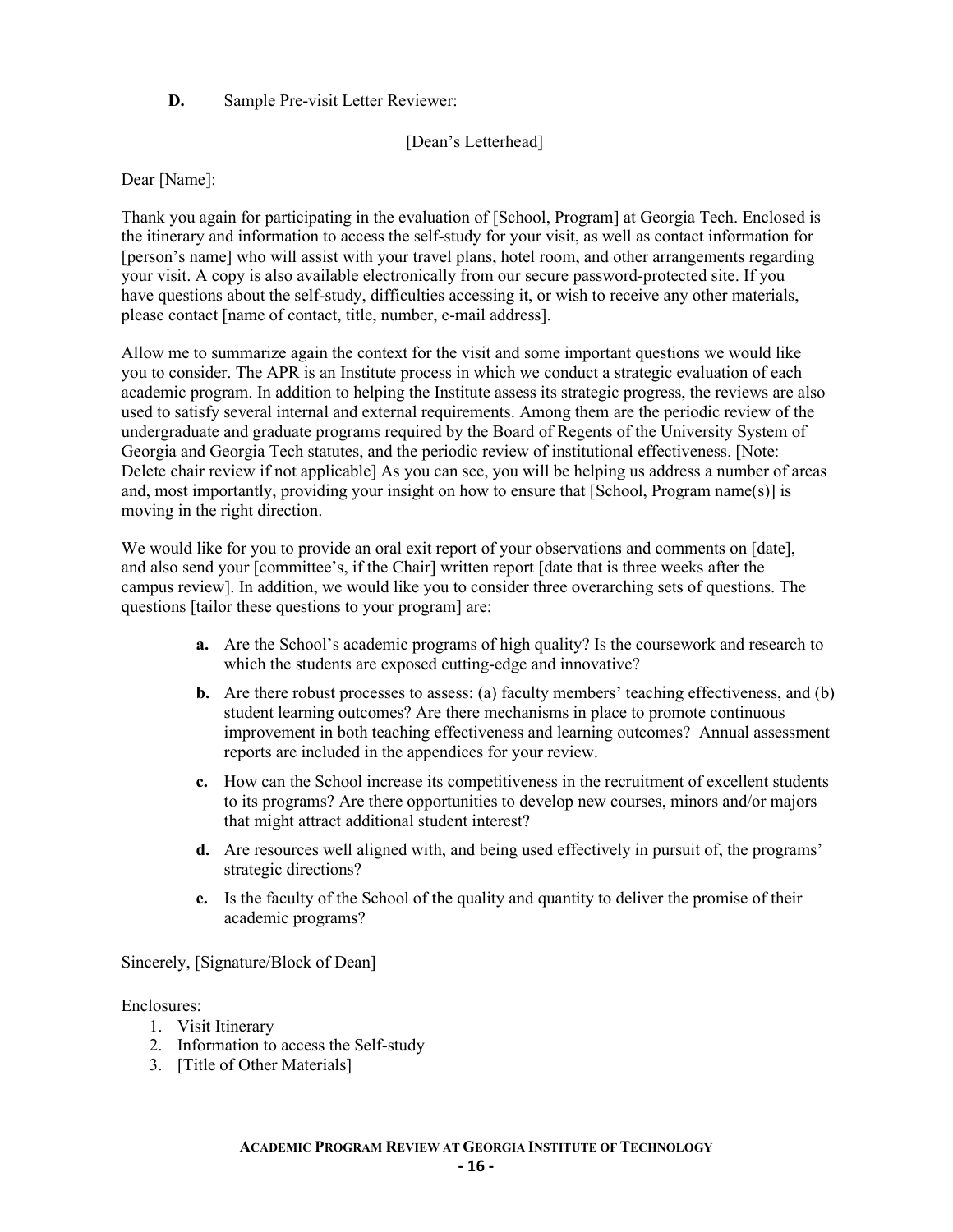**D.** Sample Pre-visit Letter Reviewer:

[Dean's Letterhead]

Dear [Name]:

Thank you again for participating in the evaluation of [School, Program] at Georgia Tech. Enclosed is the itinerary and information to access the self-study for your visit, as well as contact information for [person's name] who will assist with your travel plans, hotel room, and other arrangements regarding your visit. A copy is also available electronically from our secure password-protected site. If you have questions about the self-study, difficulties accessing it, or wish to receive any other materials, please contact [name of contact, title, number, e-mail address].

Allow me to summarize again the context for the visit and some important questions we would like you to consider. The APR is an Institute process in which we conduct a strategic evaluation of each academic program. In addition to helping the Institute assess its strategic progress, the reviews are also used to satisfy several internal and external requirements. Among them are the periodic review of the undergraduate and graduate programs required by the Board of Regents of the University System of Georgia and Georgia Tech statutes, and the periodic review of institutional effectiveness. [Note: Delete chair review if not applicable] As you can see, you will be helping us address a number of areas and, most importantly, providing your insight on how to ensure that [School, Program name(s)] is moving in the right direction.

We would like for you to provide an oral exit report of your observations and comments on [date], and also send your [committee's, if the Chair] written report [date that is three weeks after the campus review]. In addition, we would like you to consider three overarching sets of questions. The questions [tailor these questions to your program] are:

- **a.** Are the School's academic programs of high quality? Is the coursework and research to which the students are exposed cutting-edge and innovative?
- **b.** Are there robust processes to assess: (a) faculty members' teaching effectiveness, and (b) student learning outcomes? Are there mechanisms in place to promote continuous improvement in both teaching effectiveness and learning outcomes? Annual assessment reports are included in the appendices for your review.
- **c.** How can the School increase its competitiveness in the recruitment of excellent students to its programs? Are there opportunities to develop new courses, minors and/or majors that might attract additional student interest?
- **d.** Are resources well aligned with, and being used effectively in pursuit of, the programs' strategic directions?
- **e.** Is the faculty of the School of the quality and quantity to deliver the promise of their academic programs?

Sincerely, [Signature/Block of Dean]

Enclosures:

1. Visit Itinerary
2. Information to access the Self-study
3. [Title of Other Materials]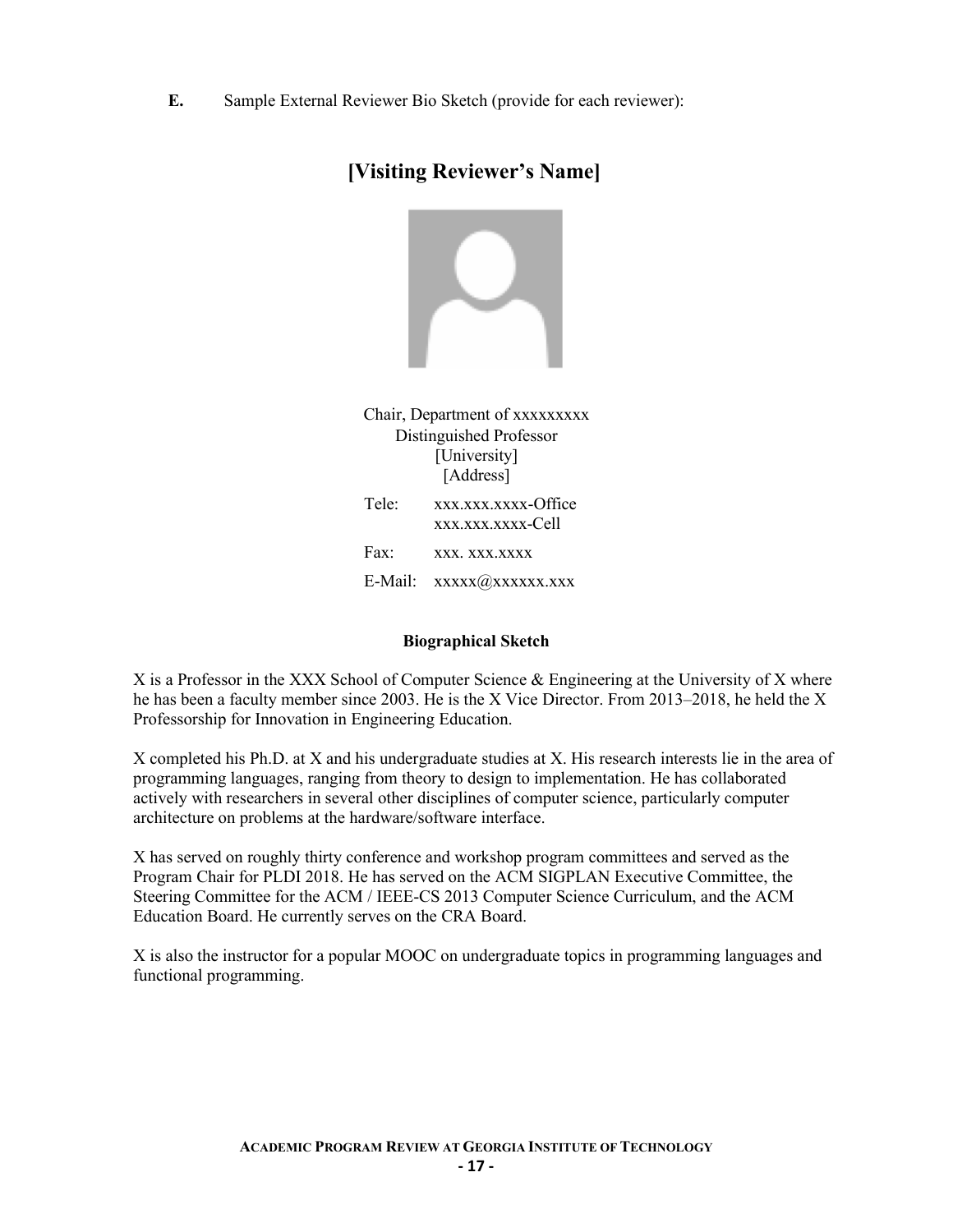**E.** Sample External Reviewer Bio Sketch (provide for each reviewer):

# [Visiting Reviewer's Name]

Chair, Department of xxxxxxxxx
Distinguished Professor
[University]
[Address]

Tele: xxx.xxx.xxxx-Office
xxx.xxx.xxxx-Cell

Fax: xxx. xxx.xxxx

E-Mail: xxxxx@xxxxxx.xxx

**Biographical Sketch**

X is a Professor in the XXX School of Computer Science & Engineering at the University of X where he has been a faculty member since 2003. He is the X Vice Director. From 2013–2018, he held the X Professorship for Innovation in Engineering Education.

X completed his Ph.D. at X and his undergraduate studies at X. His research interests lie in the area of programming languages, ranging from theory to design to implementation. He has collaborated actively with researchers in several other disciplines of computer science, particularly computer architecture on problems at the hardware/software interface.

X has served on roughly thirty conference and workshop program committees and served as the Program Chair for PLDI 2018. He has served on the ACM SIGPLAN Executive Committee, the Steering Committee for the ACM / IEEE-CS 2013 Computer Science Curriculum, and the ACM Education Board. He currently serves on the CRA Board.

X is also the instructor for a popular MOOC on undergraduate topics in programming languages and functional programming.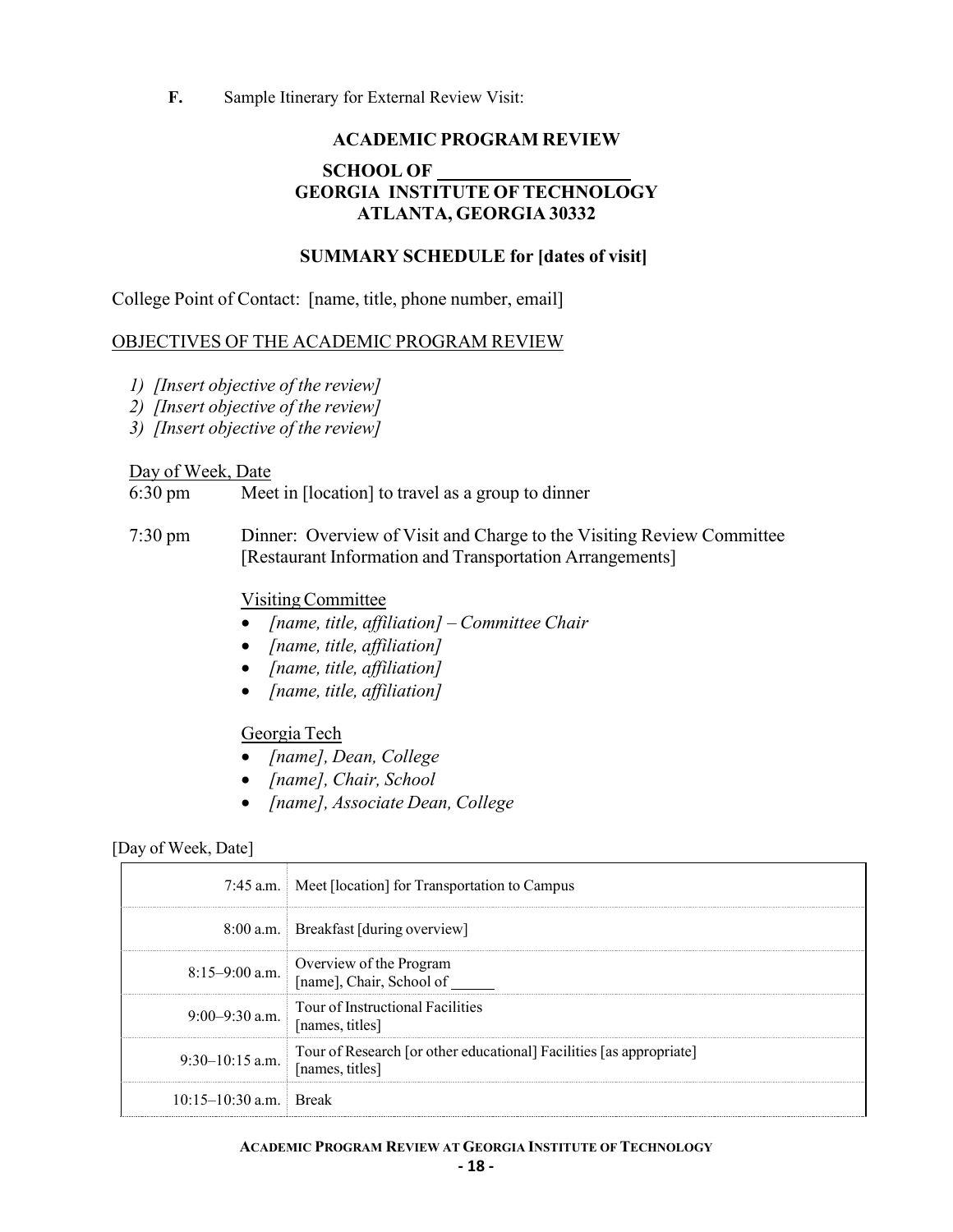**F.** Sample Itinerary for External Review Visit:

**ACADEMIC PROGRAM REVIEW**

**SCHOOL OF \_\_\_\_\_\_\_\_\_\_\_\_\_\_\_\_\_\_\_\_**
**GEORGIA INSTITUTE OF TECHNOLOGY**
**ATLANTA, GEORGIA 30332**

**SUMMARY SCHEDULE for [dates of visit]**

College Point of Contact: [name, title, phone number, email]

<u>OBJECTIVES OF THE ACADEMIC PROGRAM REVIEW</u>

1) *[Insert objective of the review]*
2) *[Insert objective of the review]*
3) *[Insert objective of the review]*

<u>Day of Week, Date</u>

6:30 pm — Meet in [location] to travel as a group to dinner

7:30 pm — Dinner: Overview of Visit and Charge to the Visiting Review Committee [Restaurant Information and Transportation Arrangements]

<u>Visiting Committee</u>

- *[name, title, affiliation] – Committee Chair*
- *[name, title, affiliation]*
- *[name, title, affiliation]*
- *[name, title, affiliation]*

<u>Georgia Tech</u>

- *[name], Dean, College*
- *[name], Chair, School*
- *[name], Associate Dean, College*

[Day of Week, Date]

| Time | Activity |
|---|---|
| 7:45 a.m. | Meet [location] for Transportation to Campus |
| 8:00 a.m. | Breakfast [during overview] |
| 8:15–9:00 a.m. | Overview of the Program<br>[name], Chair, School of \_\_\_\_\_\_ |
| 9:00–9:30 a.m. | Tour of Instructional Facilities<br>[names, titles] |
| 9:30–10:15 a.m. | Tour of Research [or other educational] Facilities [as appropriate]<br>[names, titles] |
| 10:15–10:30 a.m. | Break |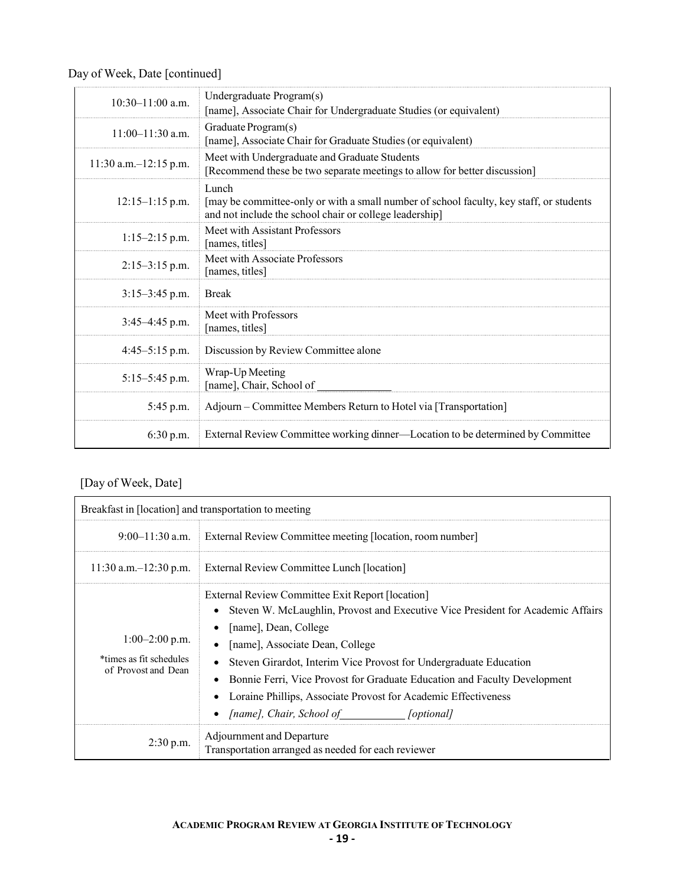Day of Week, Date [continued]

| | |
|---|---|
| 10:30–11:00 a.m. | Undergraduate Program(s)<br>[name], Associate Chair for Undergraduate Studies (or equivalent) |
| 11:00–11:30 a.m. | Graduate Program(s)<br>[name], Associate Chair for Graduate Studies (or equivalent) |
| 11:30 a.m.–12:15 p.m. | Meet with Undergraduate and Graduate Students<br>[Recommend these be two separate meetings to allow for better discussion] |
| 12:15–1:15 p.m. | Lunch<br>[may be committee-only or with a small number of school faculty, key staff, or students and not include the school chair or college leadership] |
| 1:15–2:15 p.m. | Meet with Assistant Professors<br>[names, titles] |
| 2:15–3:15 p.m. | Meet with Associate Professors<br>[names, titles] |
| 3:15–3:45 p.m. | Break |
| 3:45–4:45 p.m. | Meet with Professors<br>[names, titles] |
| 4:45–5:15 p.m. | Discussion by Review Committee alone |
| 5:15–5:45 p.m. | Wrap-Up Meeting<br>[name], Chair, School of \_\_\_\_\_\_\_\_\_\_\_\_\_ |
| 5:45 p.m. | Adjourn – Committee Members Return to Hotel via [Transportation] |
| 6:30 p.m. | External Review Committee working dinner—Location to be determined by Committee |

[Day of Week, Date]

| Breakfast in [location] and transportation to meeting | |
|---|---|
| 9:00–11:30 a.m. | External Review Committee meeting [location, room number] |
| 11:30 a.m.–12:30 p.m. | External Review Committee Lunch [location] |
| 1:00–2:00 p.m.<br>*times as fit schedules of Provost and Dean | External Review Committee Exit Report [location]<br>• Steven W. McLaughlin, Provost and Executive Vice President for Academic Affairs<br>• [name], Dean, College<br>• [name], Associate Dean, College<br>• Steven Girardot, Interim Vice Provost for Undergraduate Education<br>• Bonnie Ferri, Vice Provost for Graduate Education and Faculty Development<br>• Loraine Phillips, Associate Provost for Academic Effectiveness<br>• *[name], Chair, School of\_\_\_\_\_\_\_\_\_\_\_ [optional]* |
| 2:30 p.m. | Adjournment and Departure<br>Transportation arranged as needed for each reviewer |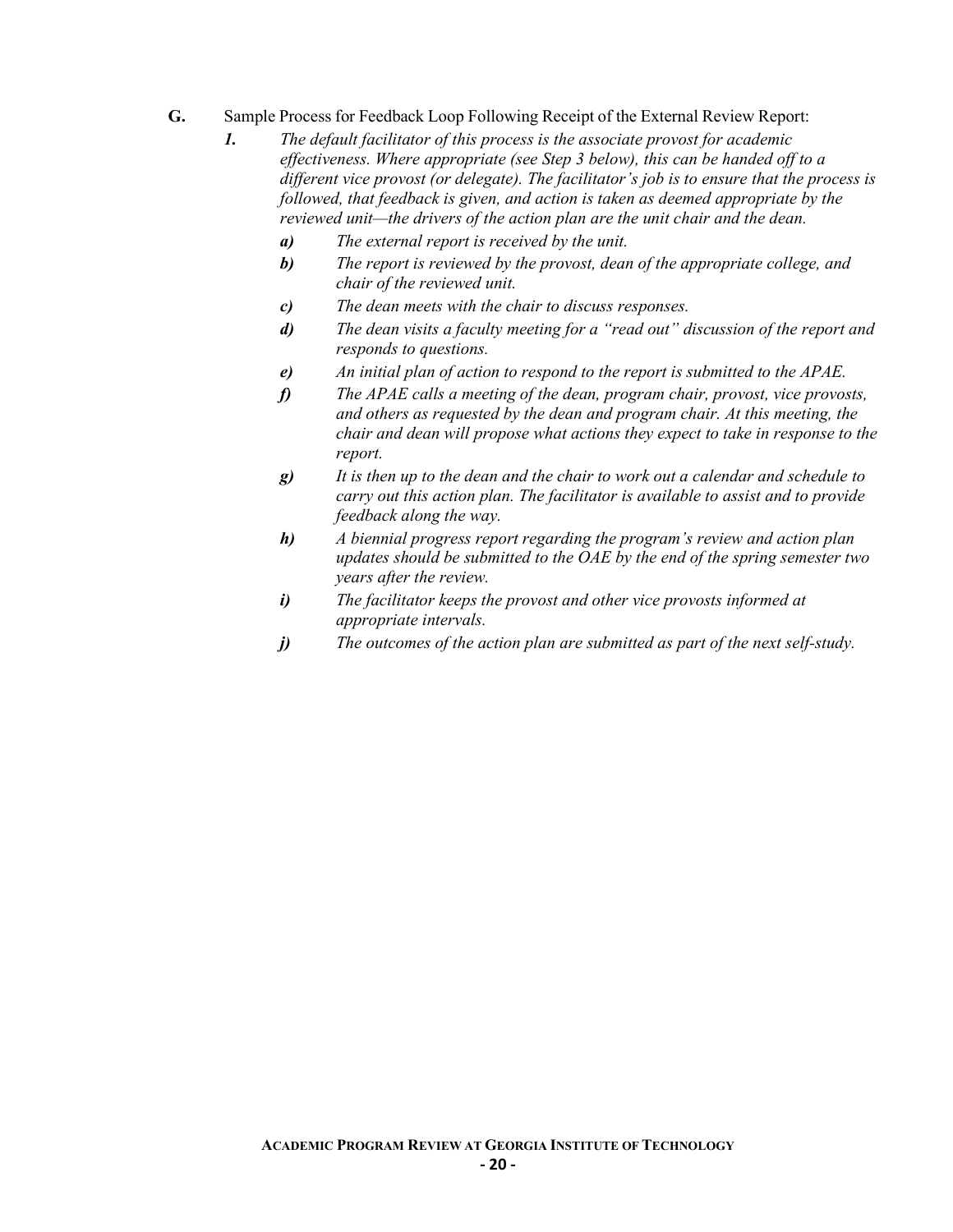**G.** Sample Process for Feedback Loop Following Receipt of the External Review Report:

***1.*** *The default facilitator of this process is the associate provost for academic effectiveness. Where appropriate (see Step 3 below), this can be handed off to a different vice provost (or delegate). The facilitator's job is to ensure that the process is followed, that feedback is given, and action is taken as deemed appropriate by the reviewed unit—the drivers of the action plan are the unit chair and the dean.*

- ***a)*** *The external report is received by the unit.*
- ***b)*** *The report is reviewed by the provost, dean of the appropriate college, and chair of the reviewed unit.*
- ***c)*** *The dean meets with the chair to discuss responses.*
- ***d)*** *The dean visits a faculty meeting for a "read out" discussion of the report and responds to questions.*
- ***e)*** *An initial plan of action to respond to the report is submitted to the APAE.*
- ***f)*** *The APAE calls a meeting of the dean, program chair, provost, vice provosts, and others as requested by the dean and program chair. At this meeting, the chair and dean will propose what actions they expect to take in response to the report.*
- ***g)*** *It is then up to the dean and the chair to work out a calendar and schedule to carry out this action plan. The facilitator is available to assist and to provide feedback along the way.*
- ***h)*** *A biennial progress report regarding the program's review and action plan updates should be submitted to the OAE by the end of the spring semester two years after the review.*
- ***i)*** *The facilitator keeps the provost and other vice provosts informed at appropriate intervals.*
- ***j)*** *The outcomes of the action plan are submitted as part of the next self-study.*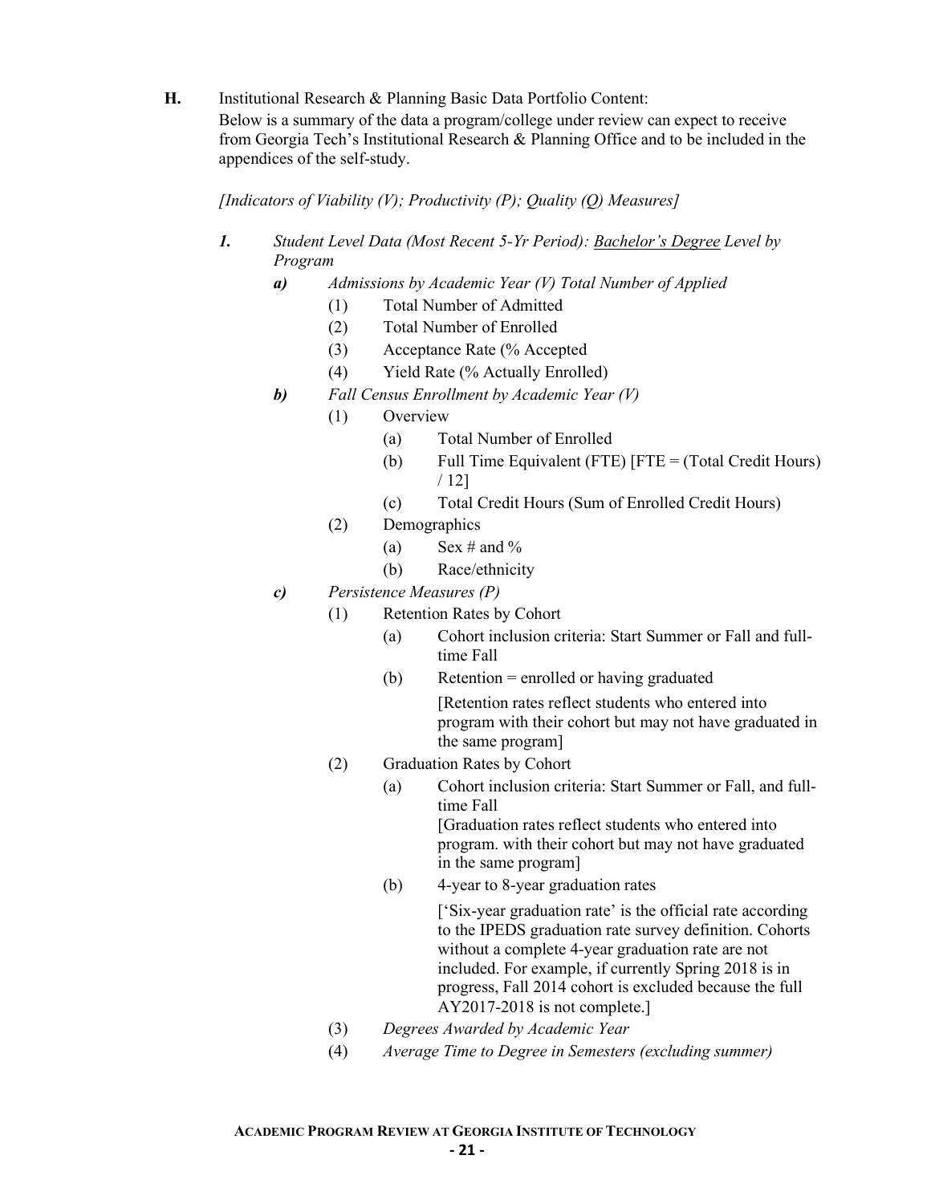**H.** Institutional Research & Planning Basic Data Portfolio Content:
Below is a summary of the data a program/college under review can expect to receive from Georgia Tech's Institutional Research & Planning Office and to be included in the appendices of the self-study.

*[Indicators of Viability (V); Productivity (P); Quality (Q) Measures]*

***1.*** *Student Level Data (Most Recent 5-Yr Period): <u>Bachelor's Degree</u> Level by Program*

- ***a)*** *Admissions by Academic Year (V) Total Number of Applied*
  - (1) Total Number of Admitted
  - (2) Total Number of Enrolled
  - (3) Acceptance Rate (% Accepted
  - (4) Yield Rate (% Actually Enrolled)
- ***b)*** *Fall Census Enrollment by Academic Year (V)*
  - (1) Overview
    - (a) Total Number of Enrolled
    - (b) Full Time Equivalent (FTE) [FTE = (Total Credit Hours) / 12]
    - (c) Total Credit Hours (Sum of Enrolled Credit Hours)
  - (2) Demographics
    - (a) Sex # and %
    - (b) Race/ethnicity
- ***c)*** *Persistence Measures (P)*
  - (1) Retention Rates by Cohort
    - (a) Cohort inclusion criteria: Start Summer or Fall and full-time Fall
    - (b) Retention = enrolled or having graduated

      [Retention rates reflect students who entered into program with their cohort but may not have graduated in the same program]
  - (2) Graduation Rates by Cohort
    - (a) Cohort inclusion criteria: Start Summer or Fall, and full-time Fall
      [Graduation rates reflect students who entered into program. with their cohort but may not have graduated in the same program]
    - (b) 4-year to 8-year graduation rates

      ['Six-year graduation rate' is the official rate according to the IPEDS graduation rate survey definition. Cohorts without a complete 4-year graduation rate are not included. For example, if currently Spring 2018 is in progress, Fall 2014 cohort is excluded because the full AY2017-2018 is not complete.]
  - (3) *Degrees Awarded by Academic Year*
  - (4) *Average Time to Degree in Semesters (excluding summer)*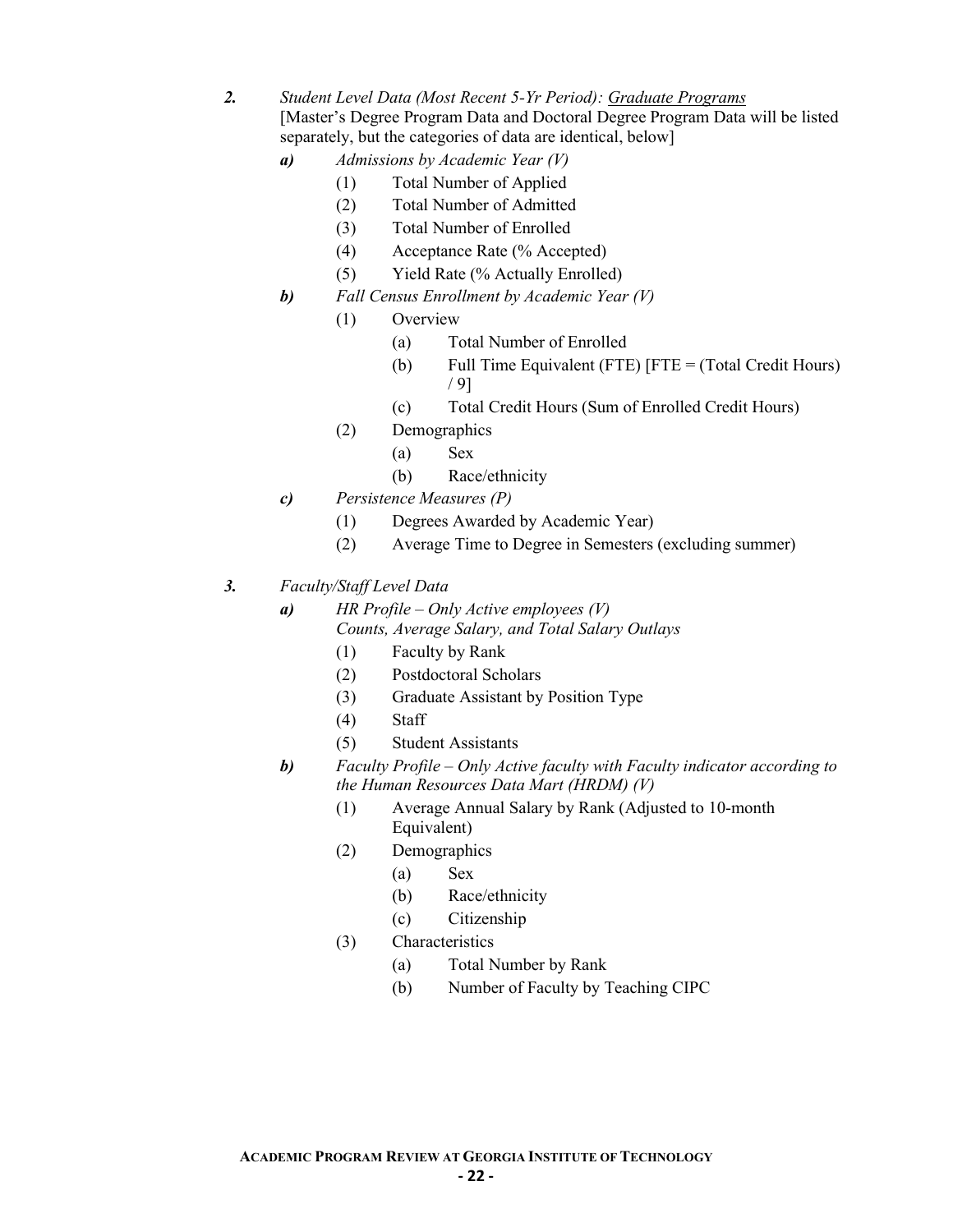2. *Student Level Data (Most Recent 5-Yr Period): <u>Graduate Programs</u>*
   [Master's Degree Program Data and Doctoral Degree Program Data will be listed separately, but the categories of data are identical, below]

   ***a)*** *Admissions by Academic Year (V)*
   - (1) Total Number of Applied
   - (2) Total Number of Admitted
   - (3) Total Number of Enrolled
   - (4) Acceptance Rate (% Accepted)
   - (5) Yield Rate (% Actually Enrolled)

   ***b)*** *Fall Census Enrollment by Academic Year (V)*
   - (1) Overview
     - (a) Total Number of Enrolled
     - (b) Full Time Equivalent (FTE) [FTE = (Total Credit Hours) / 9]
     - (c) Total Credit Hours (Sum of Enrolled Credit Hours)
   - (2) Demographics
     - (a) Sex
     - (b) Race/ethnicity

   ***c)*** *Persistence Measures (P)*
   - (1) Degrees Awarded by Academic Year)
   - (2) Average Time to Degree in Semesters (excluding summer)

3. *Faculty/Staff Level Data*

   ***a)*** *HR Profile – Only Active employees (V)*
   *Counts, Average Salary, and Total Salary Outlays*
   - (1) Faculty by Rank
   - (2) Postdoctoral Scholars
   - (3) Graduate Assistant by Position Type
   - (4) Staff
   - (5) Student Assistants

   ***b)*** *Faculty Profile – Only Active faculty with Faculty indicator according to the Human Resources Data Mart (HRDM) (V)*
   - (1) Average Annual Salary by Rank (Adjusted to 10-month Equivalent)
   - (2) Demographics
     - (a) Sex
     - (b) Race/ethnicity
     - (c) Citizenship
   - (3) Characteristics
     - (a) Total Number by Rank
     - (b) Number of Faculty by Teaching CIPC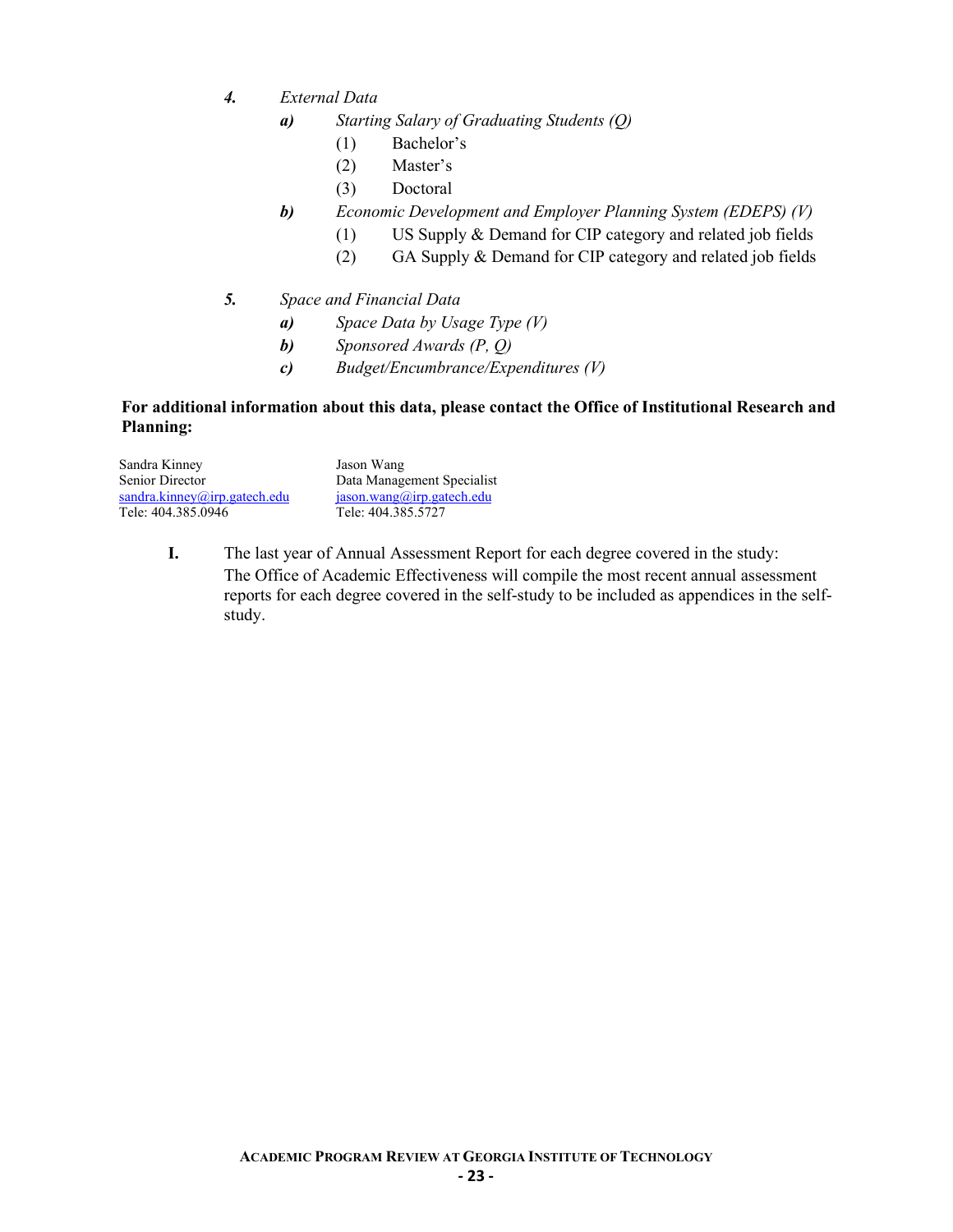*4.* *External Data*

- ***a)*** *Starting Salary of Graduating Students (Q)*
  - (1) Bachelor's
  - (2) Master's
  - (3) Doctoral
- ***b)*** *Economic Development and Employer Planning System (EDEPS) (V)*
  - (1) US Supply & Demand for CIP category and related job fields
  - (2) GA Supply & Demand for CIP category and related job fields

*5.* *Space and Financial Data*

- ***a)*** *Space Data by Usage Type (V)*
- ***b)*** *Sponsored Awards (P, Q)*
- ***c)*** *Budget/Encumbrance/Expenditures (V)*

**For additional information about this data, please contact the Office of Institutional Research and Planning:**

| | |
|---|---|
| Sandra Kinney | Jason Wang |
| Senior Director | Data Management Specialist |
| sandra.kinney@irp.gatech.edu | jason.wang@irp.gatech.edu |
| Tele: 404.385.0946 | Tele: 404.385.5727 |

**I.** The last year of Annual Assessment Report for each degree covered in the study:
The Office of Academic Effectiveness will compile the most recent annual assessment reports for each degree covered in the self-study to be included as appendices in the self-study.